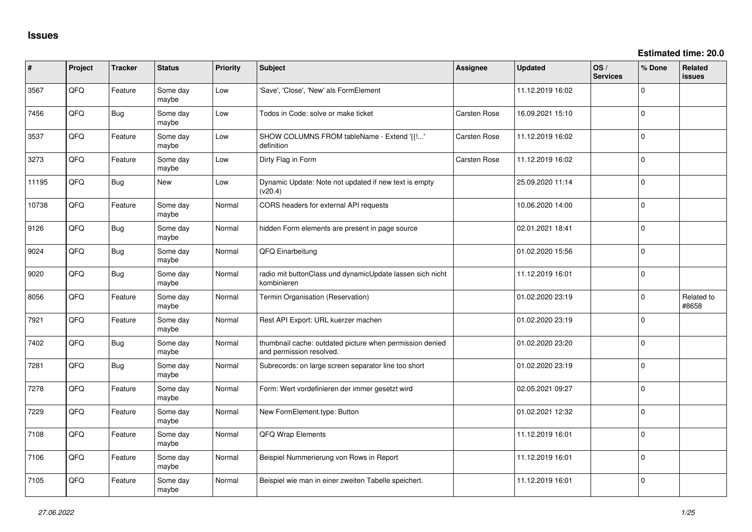# Issues

**Estimated time: 20.0**

| # | Project | Tracker | Status | Priority | Subject | Assignee | Updated | OS / Services | % Done | Related issues |
|---|---|---|---|---|---|---|---|---|---|---|
| 3567 | QFQ | Feature | Some day maybe | Low | 'Save', 'Close', 'New' als FormElement | | 11.12.2019 16:02 | | 0 | |
| 7456 | QFQ | Bug | Some day maybe | Low | Todos in Code: solve or make ticket | Carsten Rose | 16.09.2021 15:10 | | 0 | |
| 3537 | QFQ | Feature | Some day maybe | Low | SHOW COLUMNS FROM tableName - Extend '{{!...' definition | Carsten Rose | 11.12.2019 16:02 | | 0 | |
| 3273 | QFQ | Feature | Some day maybe | Low | Dirty Flag in Form | Carsten Rose | 11.12.2019 16:02 | | 0 | |
| 11195 | QFQ | Bug | New | Low | Dynamic Update: Note not updated if new text is empty (v20.4) | | 25.09.2020 11:14 | | 0 | |
| 10738 | QFQ | Feature | Some day maybe | Normal | CORS headers for external API requests | | 10.06.2020 14:00 | | 0 | |
| 9126 | QFQ | Bug | Some day maybe | Normal | hidden Form elements are present in page source | | 02.01.2021 18:41 | | 0 | |
| 9024 | QFQ | Bug | Some day maybe | Normal | QFQ Einarbeitung | | 01.02.2020 15:56 | | 0 | |
| 9020 | QFQ | Bug | Some day maybe | Normal | radio mit buttonClass und dynamicUpdate lassen sich nicht kombinieren | | 11.12.2019 16:01 | | 0 | |
| 8056 | QFQ | Feature | Some day maybe | Normal | Termin Organisation (Reservation) | | 01.02.2020 23:19 | | 0 | Related to #8658 |
| 7921 | QFQ | Feature | Some day maybe | Normal | Rest API Export: URL kuerzer machen | | 01.02.2020 23:19 | | 0 | |
| 7402 | QFQ | Bug | Some day maybe | Normal | thumbnail cache: outdated picture when permission denied and permission resolved. | | 01.02.2020 23:20 | | 0 | |
| 7281 | QFQ | Bug | Some day maybe | Normal | Subrecords: on large screen separator line too short | | 01.02.2020 23:19 | | 0 | |
| 7278 | QFQ | Feature | Some day maybe | Normal | Form: Wert vordefinieren der immer gesetzt wird | | 02.05.2021 09:27 | | 0 | |
| 7229 | QFQ | Feature | Some day maybe | Normal | New FormElement.type: Button | | 01.02.2021 12:32 | | 0 | |
| 7108 | QFQ | Feature | Some day maybe | Normal | QFQ Wrap Elements | | 11.12.2019 16:01 | | 0 | |
| 7106 | QFQ | Feature | Some day maybe | Normal | Beispiel Nummerierung von Rows in Report | | 11.12.2019 16:01 | | 0 | |
| 7105 | QFQ | Feature | Some day maybe | Normal | Beispiel wie man in einer zweiten Tabelle speichert. | | 11.12.2019 16:01 | | 0 | |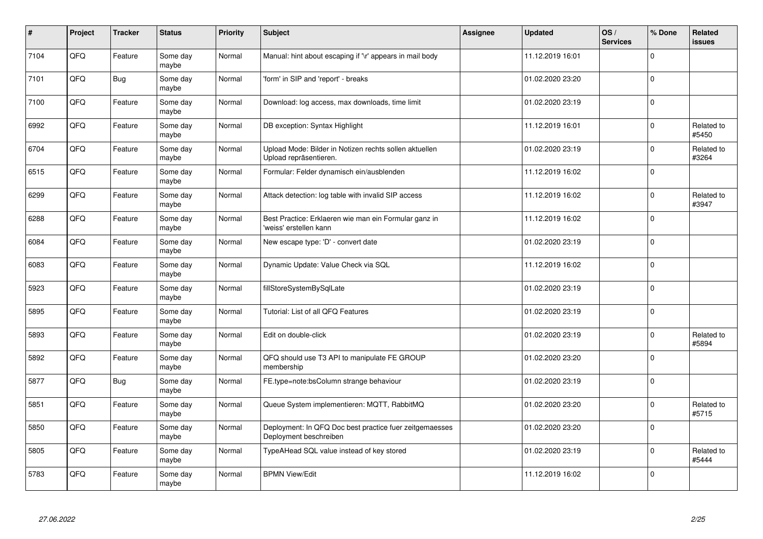| # | Project | Tracker | Status | Priority | Subject | Assignee | Updated | OS / Services | % Done | Related issues |
|---|---|---|---|---|---|---|---|---|---|---|
| 7104 | QFQ | Feature | Some day maybe | Normal | Manual: hint about escaping if '\r' appears in mail body | | 11.12.2019 16:01 | | 0 | |
| 7101 | QFQ | Bug | Some day maybe | Normal | 'form' in SIP and 'report' - breaks | | 01.02.2020 23:20 | | 0 | |
| 7100 | QFQ | Feature | Some day maybe | Normal | Download: log access, max downloads, time limit | | 01.02.2020 23:19 | | 0 | |
| 6992 | QFQ | Feature | Some day maybe | Normal | DB exception: Syntax Highlight | | 11.12.2019 16:01 | | 0 | Related to #5450 |
| 6704 | QFQ | Feature | Some day maybe | Normal | Upload Mode: Bilder in Notizen rechts sollen aktuellen Upload repräsentieren. | | 01.02.2020 23:19 | | 0 | Related to #3264 |
| 6515 | QFQ | Feature | Some day maybe | Normal | Formular: Felder dynamisch ein/ausblenden | | 11.12.2019 16:02 | | 0 | |
| 6299 | QFQ | Feature | Some day maybe | Normal | Attack detection: log table with invalid SIP access | | 11.12.2019 16:02 | | 0 | Related to #3947 |
| 6288 | QFQ | Feature | Some day maybe | Normal | Best Practice: Erklaeren wie man ein Formular ganz in 'weiss' erstellen kann | | 11.12.2019 16:02 | | 0 | |
| 6084 | QFQ | Feature | Some day maybe | Normal | New escape type: 'D' - convert date | | 01.02.2020 23:19 | | 0 | |
| 6083 | QFQ | Feature | Some day maybe | Normal | Dynamic Update: Value Check via SQL | | 11.12.2019 16:02 | | 0 | |
| 5923 | QFQ | Feature | Some day maybe | Normal | fillStoreSystemBySqlLate | | 01.02.2020 23:19 | | 0 | |
| 5895 | QFQ | Feature | Some day maybe | Normal | Tutorial: List of all QFQ Features | | 01.02.2020 23:19 | | 0 | |
| 5893 | QFQ | Feature | Some day maybe | Normal | Edit on double-click | | 01.02.2020 23:19 | | 0 | Related to #5894 |
| 5892 | QFQ | Feature | Some day maybe | Normal | QFQ should use T3 API to manipulate FE GROUP membership | | 01.02.2020 23:20 | | 0 | |
| 5877 | QFQ | Bug | Some day maybe | Normal | FE.type=note:bsColumn strange behaviour | | 01.02.2020 23:19 | | 0 | |
| 5851 | QFQ | Feature | Some day maybe | Normal | Queue System implementieren: MQTT, RabbitMQ | | 01.02.2020 23:20 | | 0 | Related to #5715 |
| 5850 | QFQ | Feature | Some day maybe | Normal | Deployment: In QFQ Doc best practice fuer zeitgemaesses Deployment beschreiben | | 01.02.2020 23:20 | | 0 | |
| 5805 | QFQ | Feature | Some day maybe | Normal | TypeAHead SQL value instead of key stored | | 01.02.2020 23:19 | | 0 | Related to #5444 |
| 5783 | QFQ | Feature | Some day maybe | Normal | BPMN View/Edit | | 11.12.2019 16:02 | | 0 | |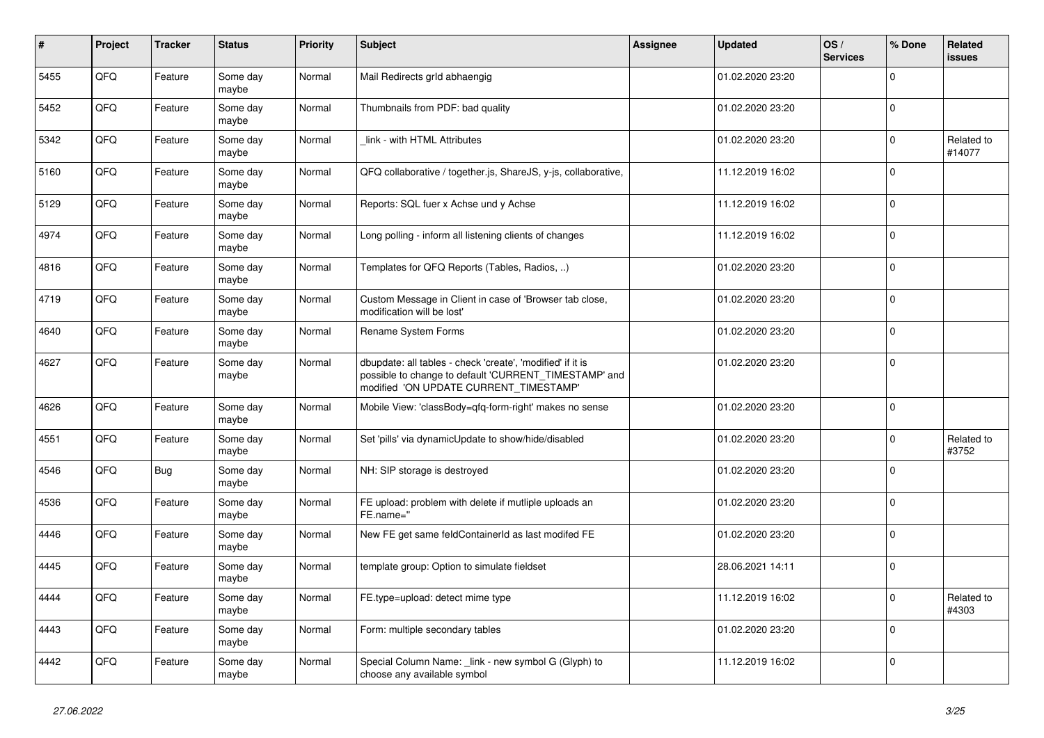| # | Project | Tracker | Status | Priority | Subject | Assignee | Updated | OS / Services | % Done | Related issues |
|---|---|---|---|---|---|---|---|---|---|---|
| 5455 | QFQ | Feature | Some day maybe | Normal | Mail Redirects grld abhaengig | | 01.02.2020 23:20 | | 0 | |
| 5452 | QFQ | Feature | Some day maybe | Normal | Thumbnails from PDF: bad quality | | 01.02.2020 23:20 | | 0 | |
| 5342 | QFQ | Feature | Some day maybe | Normal | _link - with HTML Attributes | | 01.02.2020 23:20 | | 0 | Related to #14077 |
| 5160 | QFQ | Feature | Some day maybe | Normal | QFQ collaborative / together.js, ShareJS, y-js, collaborative, | | 11.12.2019 16:02 | | 0 | |
| 5129 | QFQ | Feature | Some day maybe | Normal | Reports: SQL fuer x Achse und y Achse | | 11.12.2019 16:02 | | 0 | |
| 4974 | QFQ | Feature | Some day maybe | Normal | Long polling - inform all listening clients of changes | | 11.12.2019 16:02 | | 0 | |
| 4816 | QFQ | Feature | Some day maybe | Normal | Templates for QFQ Reports (Tables, Radios, ..) | | 01.02.2020 23:20 | | 0 | |
| 4719 | QFQ | Feature | Some day maybe | Normal | Custom Message in Client in case of 'Browser tab close, modification will be lost' | | 01.02.2020 23:20 | | 0 | |
| 4640 | QFQ | Feature | Some day maybe | Normal | Rename System Forms | | 01.02.2020 23:20 | | 0 | |
| 4627 | QFQ | Feature | Some day maybe | Normal | dbupdate: all tables - check 'create', 'modified' if it is possible to change to default 'CURRENT_TIMESTAMP' and modified 'ON UPDATE CURRENT_TIMESTAMP' | | 01.02.2020 23:20 | | 0 | |
| 4626 | QFQ | Feature | Some day maybe | Normal | Mobile View: 'classBody=qfq-form-right' makes no sense | | 01.02.2020 23:20 | | 0 | |
| 4551 | QFQ | Feature | Some day maybe | Normal | Set 'pills' via dynamicUpdate to show/hide/disabled | | 01.02.2020 23:20 | | 0 | Related to #3752 |
| 4546 | QFQ | Bug | Some day maybe | Normal | NH: SIP storage is destroyed | | 01.02.2020 23:20 | | 0 | |
| 4536 | QFQ | Feature | Some day maybe | Normal | FE upload: problem with delete if mutliple uploads an FE.name='' | | 01.02.2020 23:20 | | 0 | |
| 4446 | QFQ | Feature | Some day maybe | Normal | New FE get same feldContainerId as last modifed FE | | 01.02.2020 23:20 | | 0 | |
| 4445 | QFQ | Feature | Some day maybe | Normal | template group: Option to simulate fieldset | | 28.06.2021 14:11 | | 0 | |
| 4444 | QFQ | Feature | Some day maybe | Normal | FE.type=upload: detect mime type | | 11.12.2019 16:02 | | 0 | Related to #4303 |
| 4443 | QFQ | Feature | Some day maybe | Normal | Form: multiple secondary tables | | 01.02.2020 23:20 | | 0 | |
| 4442 | QFQ | Feature | Some day maybe | Normal | Special Column Name: _link - new symbol G (Glyph) to choose any available symbol | | 11.12.2019 16:02 | | 0 | |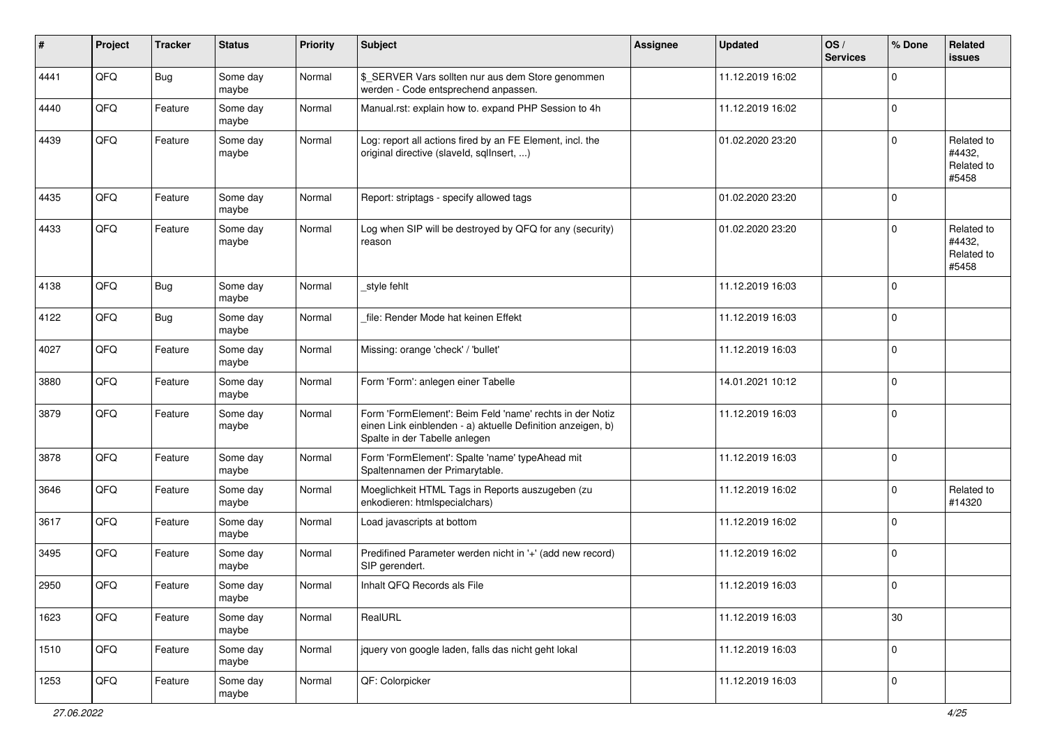| # | Project | Tracker | Status | Priority | Subject | Assignee | Updated | OS / Services | % Done | Related issues |
|---|---|---|---|---|---|---|---|---|---|---|
| 4441 | QFQ | Bug | Some day maybe | Normal | $_SERVER Vars sollten nur aus dem Store genommen werden - Code entsprechend anpassen. | | 11.12.2019 16:02 | | 0 | |
| 4440 | QFQ | Feature | Some day maybe | Normal | Manual.rst: explain how to. expand PHP Session to 4h | | 11.12.2019 16:02 | | 0 | |
| 4439 | QFQ | Feature | Some day maybe | Normal | Log: report all actions fired by an FE Element, incl. the original directive (slaveId, sqlInsert, ...) | | 01.02.2020 23:20 | | 0 | Related to #4432, Related to #5458 |
| 4435 | QFQ | Feature | Some day maybe | Normal | Report: striptags - specify allowed tags | | 01.02.2020 23:20 | | 0 | |
| 4433 | QFQ | Feature | Some day maybe | Normal | Log when SIP will be destroyed by QFQ for any (security) reason | | 01.02.2020 23:20 | | 0 | Related to #4432, Related to #5458 |
| 4138 | QFQ | Bug | Some day maybe | Normal | _style fehlt | | 11.12.2019 16:03 | | 0 | |
| 4122 | QFQ | Bug | Some day maybe | Normal | _file: Render Mode hat keinen Effekt | | 11.12.2019 16:03 | | 0 | |
| 4027 | QFQ | Feature | Some day maybe | Normal | Missing: orange 'check' / 'bullet' | | 11.12.2019 16:03 | | 0 | |
| 3880 | QFQ | Feature | Some day maybe | Normal | Form 'Form': anlegen einer Tabelle | | 14.01.2021 10:12 | | 0 | |
| 3879 | QFQ | Feature | Some day maybe | Normal | Form 'FormElement': Beim Feld 'name' rechts in der Notiz einen Link einblenden - a) aktuelle Definition anzeigen, b) Spalte in der Tabelle anlegen | | 11.12.2019 16:03 | | 0 | |
| 3878 | QFQ | Feature | Some day maybe | Normal | Form 'FormElement': Spalte 'name' typeAhead mit Spaltennamen der Primarytable. | | 11.12.2019 16:03 | | 0 | |
| 3646 | QFQ | Feature | Some day maybe | Normal | Moeglichkeit HTML Tags in Reports auszugeben (zu enkodieren: htmlspecialchars) | | 11.12.2019 16:02 | | 0 | Related to #14320 |
| 3617 | QFQ | Feature | Some day maybe | Normal | Load javascripts at bottom | | 11.12.2019 16:02 | | 0 | |
| 3495 | QFQ | Feature | Some day maybe | Normal | Predifined Parameter werden nicht in '+' (add new record) SIP gerendert. | | 11.12.2019 16:02 | | 0 | |
| 2950 | QFQ | Feature | Some day maybe | Normal | Inhalt QFQ Records als File | | 11.12.2019 16:03 | | 0 | |
| 1623 | QFQ | Feature | Some day maybe | Normal | RealURL | | 11.12.2019 16:03 | | 30 | |
| 1510 | QFQ | Feature | Some day maybe | Normal | jquery von google laden, falls das nicht geht lokal | | 11.12.2019 16:03 | | 0 | |
| 1253 | QFQ | Feature | Some day maybe | Normal | QF: Colorpicker | | 11.12.2019 16:03 | | 0 | |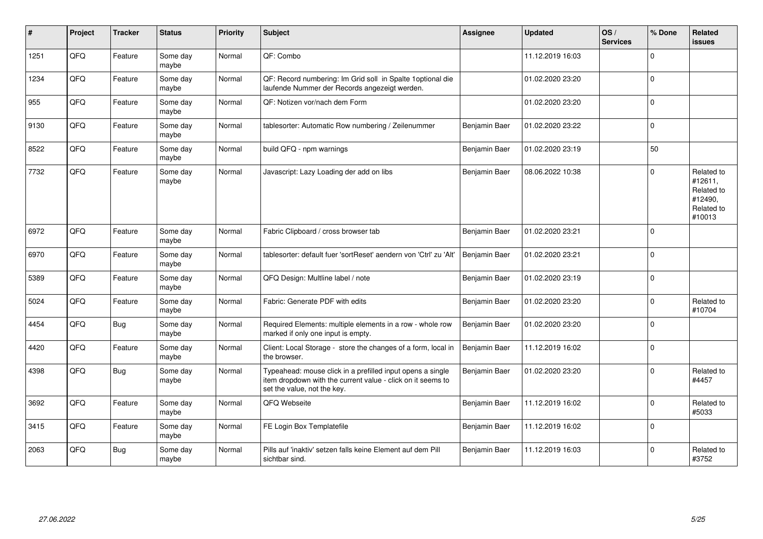| # | Project | Tracker | Status | Priority | Subject | Assignee | Updated | OS / Services | % Done | Related issues |
|---|---|---|---|---|---|---|---|---|---|---|
| 1251 | QFQ | Feature | Some day maybe | Normal | QF: Combo | | 11.12.2019 16:03 | | 0 | |
| 1234 | QFQ | Feature | Some day maybe | Normal | QF: Record numbering: Im Grid soll in Spalte 1optional die laufende Nummer der Records angezeigt werden. | | 01.02.2020 23:20 | | 0 | |
| 955 | QFQ | Feature | Some day maybe | Normal | QF: Notizen vor/nach dem Form | | 01.02.2020 23:20 | | 0 | |
| 9130 | QFQ | Feature | Some day maybe | Normal | tablesorter: Automatic Row numbering / Zeilenummer | Benjamin Baer | 01.02.2020 23:22 | | 0 | |
| 8522 | QFQ | Feature | Some day maybe | Normal | build QFQ - npm warnings | Benjamin Baer | 01.02.2020 23:19 | | 50 | |
| 7732 | QFQ | Feature | Some day maybe | Normal | Javascript: Lazy Loading der add on libs | Benjamin Baer | 08.06.2022 10:38 | | 0 | Related to #12611, Related to #12490, Related to #10013 |
| 6972 | QFQ | Feature | Some day maybe | Normal | Fabric Clipboard / cross browser tab | Benjamin Baer | 01.02.2020 23:21 | | 0 | |
| 6970 | QFQ | Feature | Some day maybe | Normal | tablesorter: default fuer 'sortReset' aendern von 'Ctrl' zu 'Alt' | Benjamin Baer | 01.02.2020 23:21 | | 0 | |
| 5389 | QFQ | Feature | Some day maybe | Normal | QFQ Design: Multline label / note | Benjamin Baer | 01.02.2020 23:19 | | 0 | |
| 5024 | QFQ | Feature | Some day maybe | Normal | Fabric: Generate PDF with edits | Benjamin Baer | 01.02.2020 23:20 | | 0 | Related to #10704 |
| 4454 | QFQ | Bug | Some day maybe | Normal | Required Elements: multiple elements in a row - whole row marked if only one input is empty. | Benjamin Baer | 01.02.2020 23:20 | | 0 | |
| 4420 | QFQ | Feature | Some day maybe | Normal | Client: Local Storage - store the changes of a form, local in the browser. | Benjamin Baer | 11.12.2019 16:02 | | 0 | |
| 4398 | QFQ | Bug | Some day maybe | Normal | Typeahead: mouse click in a prefilled input opens a single item dropdown with the current value - click on it seems to set the value, not the key. | Benjamin Baer | 01.02.2020 23:20 | | 0 | Related to #4457 |
| 3692 | QFQ | Feature | Some day maybe | Normal | QFQ Webseite | Benjamin Baer | 11.12.2019 16:02 | | 0 | Related to #5033 |
| 3415 | QFQ | Feature | Some day maybe | Normal | FE Login Box Templatefile | Benjamin Baer | 11.12.2019 16:02 | | 0 | |
| 2063 | QFQ | Bug | Some day maybe | Normal | Pills auf 'inaktiv' setzen falls keine Element auf dem Pill sichtbar sind. | Benjamin Baer | 11.12.2019 16:03 | | 0 | Related to #3752 |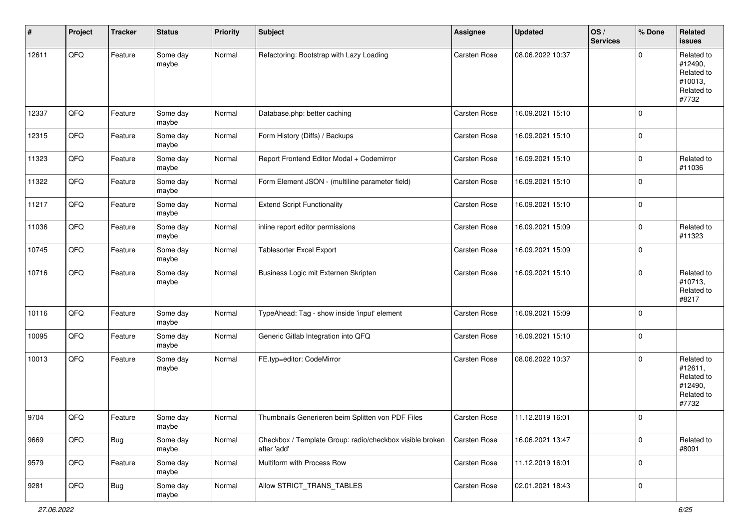| # | Project | Tracker | Status | Priority | Subject | Assignee | Updated | OS / Services | % Done | Related issues |
|---|---|---|---|---|---|---|---|---|---|---|
| 12611 | QFQ | Feature | Some day maybe | Normal | Refactoring: Bootstrap with Lazy Loading | Carsten Rose | 08.06.2022 10:37 | | 0 | Related to #12490, Related to #10013, Related to #7732 |
| 12337 | QFQ | Feature | Some day maybe | Normal | Database.php: better caching | Carsten Rose | 16.09.2021 15:10 | | 0 | |
| 12315 | QFQ | Feature | Some day maybe | Normal | Form History (Diffs) / Backups | Carsten Rose | 16.09.2021 15:10 | | 0 | |
| 11323 | QFQ | Feature | Some day maybe | Normal | Report Frontend Editor Modal + Codemirror | Carsten Rose | 16.09.2021 15:10 | | 0 | Related to #11036 |
| 11322 | QFQ | Feature | Some day maybe | Normal | Form Element JSON - (multiline parameter field) | Carsten Rose | 16.09.2021 15:10 | | 0 | |
| 11217 | QFQ | Feature | Some day maybe | Normal | Extend Script Functionality | Carsten Rose | 16.09.2021 15:10 | | 0 | |
| 11036 | QFQ | Feature | Some day maybe | Normal | inline report editor permissions | Carsten Rose | 16.09.2021 15:09 | | 0 | Related to #11323 |
| 10745 | QFQ | Feature | Some day maybe | Normal | Tablesorter Excel Export | Carsten Rose | 16.09.2021 15:09 | | 0 | |
| 10716 | QFQ | Feature | Some day maybe | Normal | Business Logic mit Externen Skripten | Carsten Rose | 16.09.2021 15:10 | | 0 | Related to #10713, Related to #8217 |
| 10116 | QFQ | Feature | Some day maybe | Normal | TypeAhead: Tag - show inside 'input' element | Carsten Rose | 16.09.2021 15:09 | | 0 | |
| 10095 | QFQ | Feature | Some day maybe | Normal | Generic Gitlab Integration into QFQ | Carsten Rose | 16.09.2021 15:10 | | 0 | |
| 10013 | QFQ | Feature | Some day maybe | Normal | FE.typ=editor: CodeMirror | Carsten Rose | 08.06.2022 10:37 | | 0 | Related to #12611, Related to #12490, Related to #7732 |
| 9704 | QFQ | Feature | Some day maybe | Normal | Thumbnails Generieren beim Splitten von PDF Files | Carsten Rose | 11.12.2019 16:01 | | 0 | |
| 9669 | QFQ | Bug | Some day maybe | Normal | Checkbox / Template Group: radio/checkbox visible broken after 'add' | Carsten Rose | 16.06.2021 13:47 | | 0 | Related to #8091 |
| 9579 | QFQ | Feature | Some day maybe | Normal | Multiform with Process Row | Carsten Rose | 11.12.2019 16:01 | | 0 | |
| 9281 | QFQ | Bug | Some day maybe | Normal | Allow STRICT_TRANS_TABLES | Carsten Rose | 02.01.2021 18:43 | | 0 | |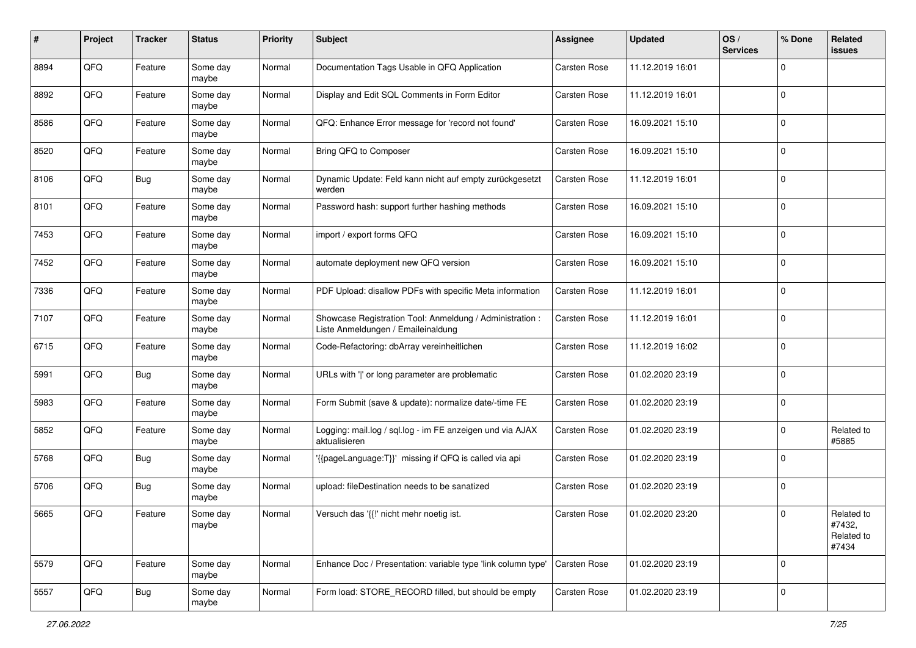| # | Project | Tracker | Status | Priority | Subject | Assignee | Updated | OS / Services | % Done | Related issues |
|---|---|---|---|---|---|---|---|---|---|---|
| 8894 | QFQ | Feature | Some day maybe | Normal | Documentation Tags Usable in QFQ Application | Carsten Rose | 11.12.2019 16:01 | | 0 | |
| 8892 | QFQ | Feature | Some day maybe | Normal | Display and Edit SQL Comments in Form Editor | Carsten Rose | 11.12.2019 16:01 | | 0 | |
| 8586 | QFQ | Feature | Some day maybe | Normal | QFQ: Enhance Error message for 'record not found' | Carsten Rose | 16.09.2021 15:10 | | 0 | |
| 8520 | QFQ | Feature | Some day maybe | Normal | Bring QFQ to Composer | Carsten Rose | 16.09.2021 15:10 | | 0 | |
| 8106 | QFQ | Bug | Some day maybe | Normal | Dynamic Update: Feld kann nicht auf empty zurückgesetzt werden | Carsten Rose | 11.12.2019 16:01 | | 0 | |
| 8101 | QFQ | Feature | Some day maybe | Normal | Password hash: support further hashing methods | Carsten Rose | 16.09.2021 15:10 | | 0 | |
| 7453 | QFQ | Feature | Some day maybe | Normal | import / export forms QFQ | Carsten Rose | 16.09.2021 15:10 | | 0 | |
| 7452 | QFQ | Feature | Some day maybe | Normal | automate deployment new QFQ version | Carsten Rose | 16.09.2021 15:10 | | 0 | |
| 7336 | QFQ | Feature | Some day maybe | Normal | PDF Upload: disallow PDFs with specific Meta information | Carsten Rose | 11.12.2019 16:01 | | 0 | |
| 7107 | QFQ | Feature | Some day maybe | Normal | Showcase Registration Tool: Anmeldung / Administration : Liste Anmeldungen / Emaileinaldung | Carsten Rose | 11.12.2019 16:01 | | 0 | |
| 6715 | QFQ | Feature | Some day maybe | Normal | Code-Refactoring: dbArray vereinheitlichen | Carsten Rose | 11.12.2019 16:02 | | 0 | |
| 5991 | QFQ | Bug | Some day maybe | Normal | URLs with '\|' or long parameter are problematic | Carsten Rose | 01.02.2020 23:19 | | 0 | |
| 5983 | QFQ | Feature | Some day maybe | Normal | Form Submit (save & update): normalize date/-time FE | Carsten Rose | 01.02.2020 23:19 | | 0 | |
| 5852 | QFQ | Feature | Some day maybe | Normal | Logging: mail.log / sql.log - im FE anzeigen und via AJAX aktualisieren | Carsten Rose | 01.02.2020 23:19 | | 0 | Related to #5885 |
| 5768 | QFQ | Bug | Some day maybe | Normal | '{{pageLanguage:T}}' missing if QFQ is called via api | Carsten Rose | 01.02.2020 23:19 | | 0 | |
| 5706 | QFQ | Bug | Some day maybe | Normal | upload: fileDestination needs to be sanatized | Carsten Rose | 01.02.2020 23:19 | | 0 | |
| 5665 | QFQ | Feature | Some day maybe | Normal | Versuch das '{{!' nicht mehr noetig ist. | Carsten Rose | 01.02.2020 23:20 | | 0 | Related to #7432, Related to #7434 |
| 5579 | QFQ | Feature | Some day maybe | Normal | Enhance Doc / Presentation: variable type 'link column type' | Carsten Rose | 01.02.2020 23:19 | | 0 | |
| 5557 | QFQ | Bug | Some day maybe | Normal | Form load: STORE_RECORD filled, but should be empty | Carsten Rose | 01.02.2020 23:19 | | 0 | |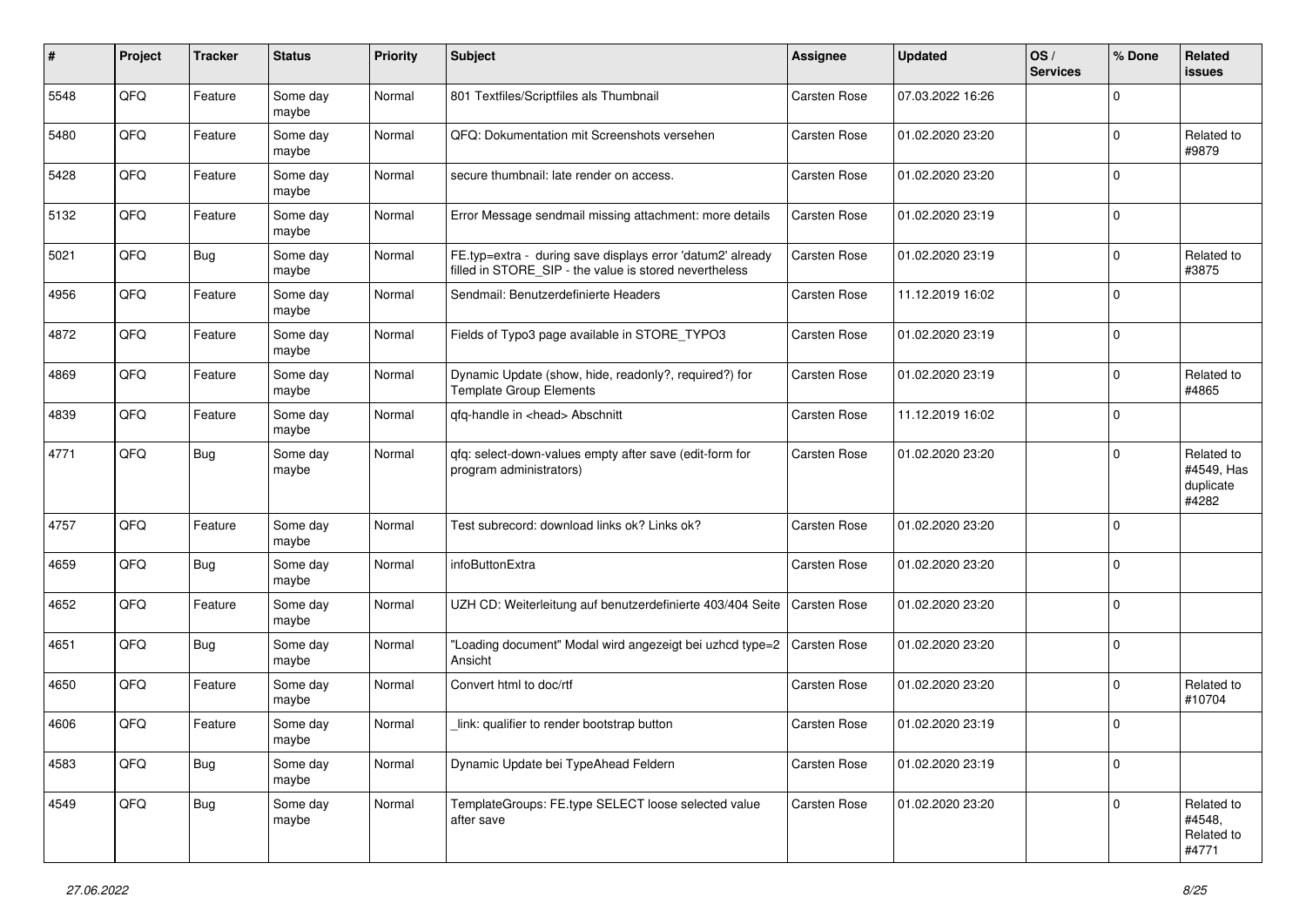| # | Project | Tracker | Status | Priority | Subject | Assignee | Updated | OS / Services | % Done | Related issues |
|---|---|---|---|---|---|---|---|---|---|---|
| 5548 | QFQ | Feature | Some day maybe | Normal | 801 Textfiles/Scriptfiles als Thumbnail | Carsten Rose | 07.03.2022 16:26 | | 0 | |
| 5480 | QFQ | Feature | Some day maybe | Normal | QFQ: Dokumentation mit Screenshots versehen | Carsten Rose | 01.02.2020 23:20 | | 0 | Related to #9879 |
| 5428 | QFQ | Feature | Some day maybe | Normal | secure thumbnail: late render on access. | Carsten Rose | 01.02.2020 23:20 | | 0 | |
| 5132 | QFQ | Feature | Some day maybe | Normal | Error Message sendmail missing attachment: more details | Carsten Rose | 01.02.2020 23:19 | | 0 | |
| 5021 | QFQ | Bug | Some day maybe | Normal | FE.typ=extra - during save displays error 'datum2' already filled in STORE_SIP - the value is stored nevertheless | Carsten Rose | 01.02.2020 23:19 | | 0 | Related to #3875 |
| 4956 | QFQ | Feature | Some day maybe | Normal | Sendmail: Benutzerdefinierte Headers | Carsten Rose | 11.12.2019 16:02 | | 0 | |
| 4872 | QFQ | Feature | Some day maybe | Normal | Fields of Typo3 page available in STORE_TYPO3 | Carsten Rose | 01.02.2020 23:19 | | 0 | |
| 4869 | QFQ | Feature | Some day maybe | Normal | Dynamic Update (show, hide, readonly?, required?) for Template Group Elements | Carsten Rose | 01.02.2020 23:19 | | 0 | Related to #4865 |
| 4839 | QFQ | Feature | Some day maybe | Normal | qfq-handle in <head> Abschnitt | Carsten Rose | 11.12.2019 16:02 | | 0 | |
| 4771 | QFQ | Bug | Some day maybe | Normal | qfq: select-down-values empty after save (edit-form for program administrators) | Carsten Rose | 01.02.2020 23:20 | | 0 | Related to #4549, Has duplicate #4282 |
| 4757 | QFQ | Feature | Some day maybe | Normal | Test subrecord: download links ok? Links ok? | Carsten Rose | 01.02.2020 23:20 | | 0 | |
| 4659 | QFQ | Bug | Some day maybe | Normal | infoButtonExtra | Carsten Rose | 01.02.2020 23:20 | | 0 | |
| 4652 | QFQ | Feature | Some day maybe | Normal | UZH CD: Weiterleitung auf benutzerdefinierte 403/404 Seite | Carsten Rose | 01.02.2020 23:20 | | 0 | |
| 4651 | QFQ | Bug | Some day maybe | Normal | "Loading document" Modal wird angezeigt bei uzhcd type=2 Ansicht | Carsten Rose | 01.02.2020 23:20 | | 0 | |
| 4650 | QFQ | Feature | Some day maybe | Normal | Convert html to doc/rtf | Carsten Rose | 01.02.2020 23:20 | | 0 | Related to #10704 |
| 4606 | QFQ | Feature | Some day maybe | Normal | _link: qualifier to render bootstrap button | Carsten Rose | 01.02.2020 23:19 | | 0 | |
| 4583 | QFQ | Bug | Some day maybe | Normal | Dynamic Update bei TypeAhead Feldern | Carsten Rose | 01.02.2020 23:19 | | 0 | |
| 4549 | QFQ | Bug | Some day maybe | Normal | TemplateGroups: FE.type SELECT loose selected value after save | Carsten Rose | 01.02.2020 23:20 | | 0 | Related to #4548, Related to #4771 |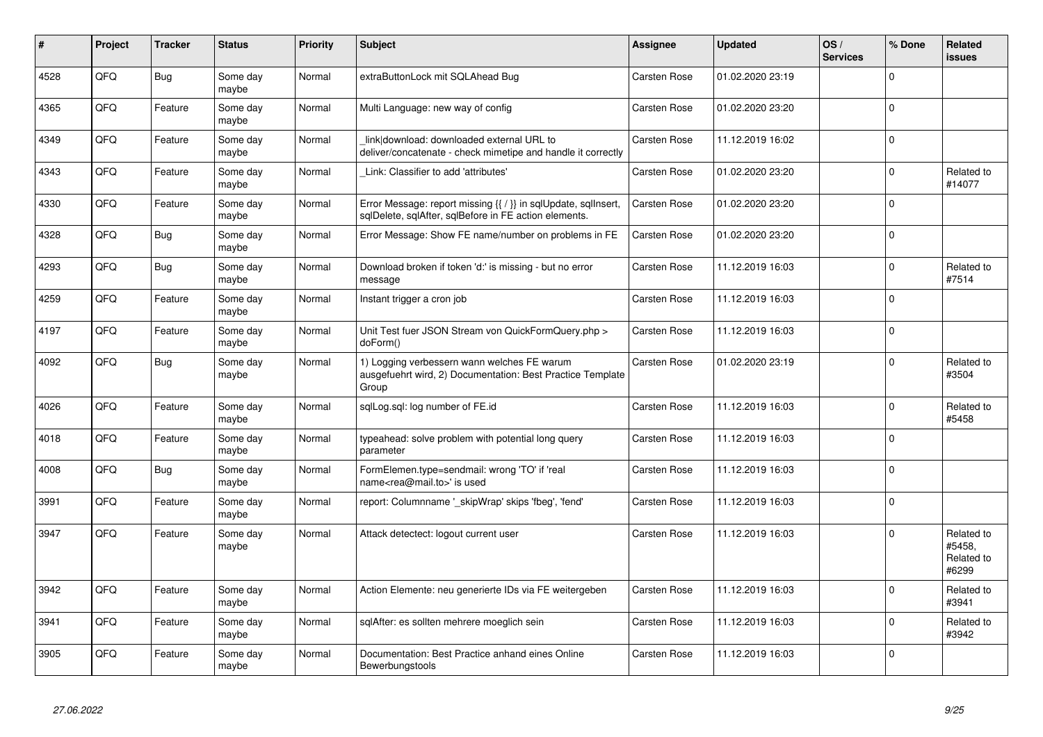| # | Project | Tracker | Status | Priority | Subject | Assignee | Updated | OS / Services | % Done | Related issues |
|---|---|---|---|---|---|---|---|---|---|---|
| 4528 | QFQ | Bug | Some day maybe | Normal | extraButtonLock mit SQLAhead Bug | Carsten Rose | 01.02.2020 23:19 | | 0 | |
| 4365 | QFQ | Feature | Some day maybe | Normal | Multi Language: new way of config | Carsten Rose | 01.02.2020 23:20 | | 0 | |
| 4349 | QFQ | Feature | Some day maybe | Normal | _link\|download: downloaded external URL to deliver/concatenate - check mimetipe and handle it correctly | Carsten Rose | 11.12.2019 16:02 | | 0 | |
| 4343 | QFQ | Feature | Some day maybe | Normal | _Link: Classifier to add 'attributes' | Carsten Rose | 01.02.2020 23:20 | | 0 | Related to #14077 |
| 4330 | QFQ | Feature | Some day maybe | Normal | Error Message: report missing {{ / }} in sqlUpdate, sqlInsert, sqlDelete, sqlAfter, sqlBefore in FE action elements. | Carsten Rose | 01.02.2020 23:20 | | 0 | |
| 4328 | QFQ | Bug | Some day maybe | Normal | Error Message: Show FE name/number on problems in FE | Carsten Rose | 01.02.2020 23:20 | | 0 | |
| 4293 | QFQ | Bug | Some day maybe | Normal | Download broken if token 'd:' is missing - but no error message | Carsten Rose | 11.12.2019 16:03 | | 0 | Related to #7514 |
| 4259 | QFQ | Feature | Some day maybe | Normal | Instant trigger a cron job | Carsten Rose | 11.12.2019 16:03 | | 0 | |
| 4197 | QFQ | Feature | Some day maybe | Normal | Unit Test fuer JSON Stream von QuickFormQuery.php > doForm() | Carsten Rose | 11.12.2019 16:03 | | 0 | |
| 4092 | QFQ | Bug | Some day maybe | Normal | 1) Logging verbessern wann welches FE warum ausgefuehrt wird, 2) Documentation: Best Practice Template Group | Carsten Rose | 01.02.2020 23:19 | | 0 | Related to #3504 |
| 4026 | QFQ | Feature | Some day maybe | Normal | sqlLog.sql: log number of FE.id | Carsten Rose | 11.12.2019 16:03 | | 0 | Related to #5458 |
| 4018 | QFQ | Feature | Some day maybe | Normal | typeahead: solve problem with potential long query parameter | Carsten Rose | 11.12.2019 16:03 | | 0 | |
| 4008 | QFQ | Bug | Some day maybe | Normal | FormElemen.type=sendmail: wrong 'TO' if 'real name<rea@mail.to>' is used | Carsten Rose | 11.12.2019 16:03 | | 0 | |
| 3991 | QFQ | Feature | Some day maybe | Normal | report: Columnname '_skipWrap' skips 'fbeg', 'fend' | Carsten Rose | 11.12.2019 16:03 | | 0 | |
| 3947 | QFQ | Feature | Some day maybe | Normal | Attack detectect: logout current user | Carsten Rose | 11.12.2019 16:03 | | 0 | Related to #5458, Related to #6299 |
| 3942 | QFQ | Feature | Some day maybe | Normal | Action Elemente: neu generierte IDs via FE weitergeben | Carsten Rose | 11.12.2019 16:03 | | 0 | Related to #3941 |
| 3941 | QFQ | Feature | Some day maybe | Normal | sqlAfter: es sollten mehrere moeglich sein | Carsten Rose | 11.12.2019 16:03 | | 0 | Related to #3942 |
| 3905 | QFQ | Feature | Some day maybe | Normal | Documentation: Best Practice anhand eines Online Bewerbungstools | Carsten Rose | 11.12.2019 16:03 | | 0 | |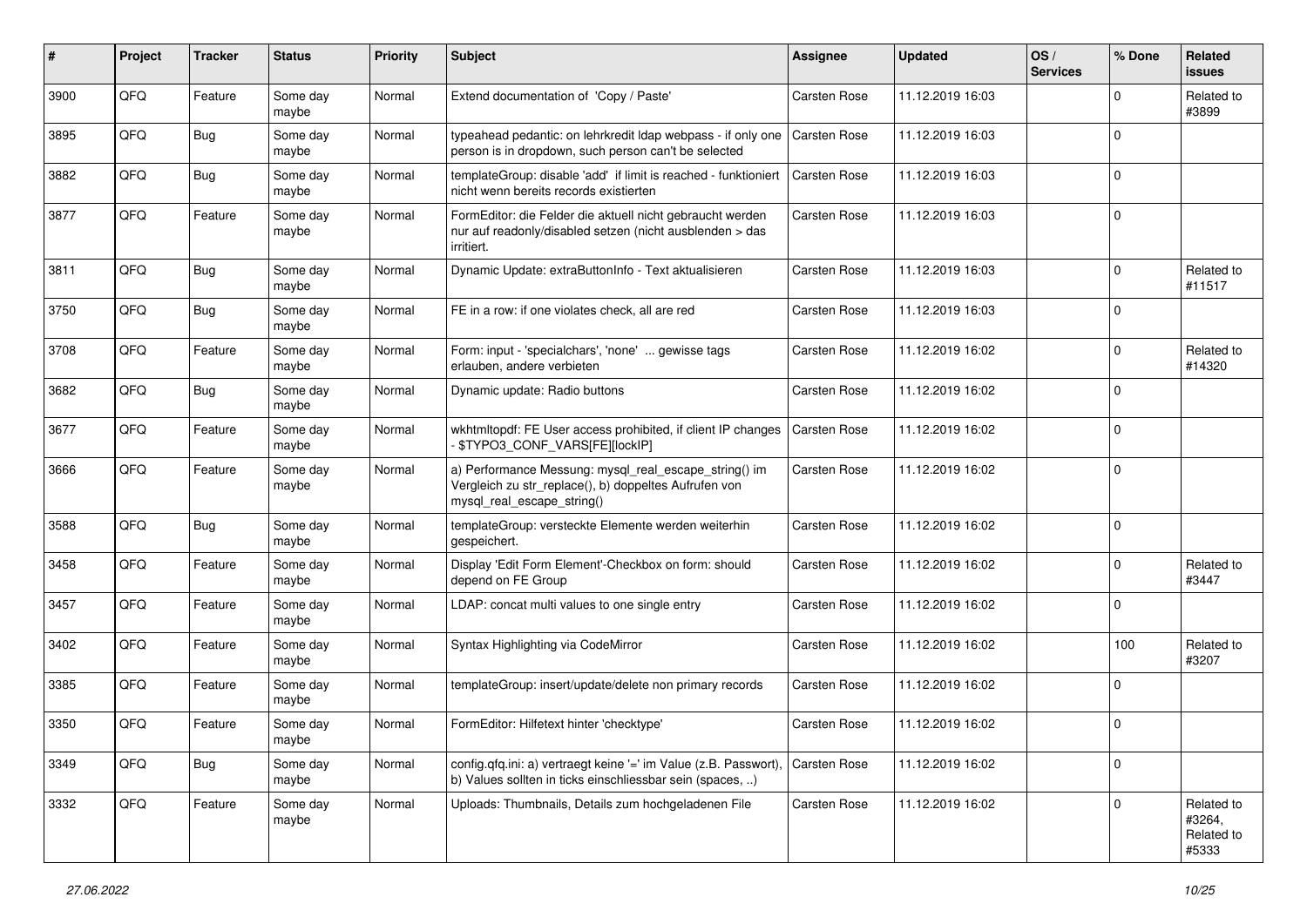| # | Project | Tracker | Status | Priority | Subject | Assignee | Updated | OS / Services | % Done | Related issues |
|---|---|---|---|---|---|---|---|---|---|---|
| 3900 | QFQ | Feature | Some day maybe | Normal | Extend documentation of 'Copy / Paste' | Carsten Rose | 11.12.2019 16:03 | | 0 | Related to #3899 |
| 3895 | QFQ | Bug | Some day maybe | Normal | typeahead pedantic: on lehrkredit ldap webpass - if only one person is in dropdown, such person can't be selected | Carsten Rose | 11.12.2019 16:03 | | 0 | |
| 3882 | QFQ | Bug | Some day maybe | Normal | templateGroup: disable 'add' if limit is reached - funktioniert nicht wenn bereits records existierten | Carsten Rose | 11.12.2019 16:03 | | 0 | |
| 3877 | QFQ | Feature | Some day maybe | Normal | FormEditor: die Felder die aktuell nicht gebraucht werden nur auf readonly/disabled setzen (nicht ausblenden > das irritiert. | Carsten Rose | 11.12.2019 16:03 | | 0 | |
| 3811 | QFQ | Bug | Some day maybe | Normal | Dynamic Update: extraButtonInfo - Text aktualisieren | Carsten Rose | 11.12.2019 16:03 | | 0 | Related to #11517 |
| 3750 | QFQ | Bug | Some day maybe | Normal | FE in a row: if one violates check, all are red | Carsten Rose | 11.12.2019 16:03 | | 0 | |
| 3708 | QFQ | Feature | Some day maybe | Normal | Form: input - 'specialchars', 'none' ... gewisse tags erlauben, andere verbieten | Carsten Rose | 11.12.2019 16:02 | | 0 | Related to #14320 |
| 3682 | QFQ | Bug | Some day maybe | Normal | Dynamic update: Radio buttons | Carsten Rose | 11.12.2019 16:02 | | 0 | |
| 3677 | QFQ | Feature | Some day maybe | Normal | wkhtmltopdf: FE User access prohibited, if client IP changes - $TYPO3_CONF_VARS[FE][lockIP] | Carsten Rose | 11.12.2019 16:02 | | 0 | |
| 3666 | QFQ | Feature | Some day maybe | Normal | a) Performance Messung: mysql_real_escape_string() im Vergleich zu str_replace(), b) doppeltes Aufrufen von mysql_real_escape_string() | Carsten Rose | 11.12.2019 16:02 | | 0 | |
| 3588 | QFQ | Bug | Some day maybe | Normal | templateGroup: versteckte Elemente werden weiterhin gespeichert. | Carsten Rose | 11.12.2019 16:02 | | 0 | |
| 3458 | QFQ | Feature | Some day maybe | Normal | Display 'Edit Form Element'-Checkbox on form: should depend on FE Group | Carsten Rose | 11.12.2019 16:02 | | 0 | Related to #3447 |
| 3457 | QFQ | Feature | Some day maybe | Normal | LDAP: concat multi values to one single entry | Carsten Rose | 11.12.2019 16:02 | | 0 | |
| 3402 | QFQ | Feature | Some day maybe | Normal | Syntax Highlighting via CodeMirror | Carsten Rose | 11.12.2019 16:02 | | 100 | Related to #3207 |
| 3385 | QFQ | Feature | Some day maybe | Normal | templateGroup: insert/update/delete non primary records | Carsten Rose | 11.12.2019 16:02 | | 0 | |
| 3350 | QFQ | Feature | Some day maybe | Normal | FormEditor: Hilfetext hinter 'checktype' | Carsten Rose | 11.12.2019 16:02 | | 0 | |
| 3349 | QFQ | Bug | Some day maybe | Normal | config.qfq.ini: a) vertraegt keine '=' im Value (z.B. Passwort), b) Values sollten in ticks einschliessbar sein (spaces, ..) | Carsten Rose | 11.12.2019 16:02 | | 0 | |
| 3332 | QFQ | Feature | Some day maybe | Normal | Uploads: Thumbnails, Details zum hochgeladenen File | Carsten Rose | 11.12.2019 16:02 | | 0 | Related to #3264, Related to #5333 |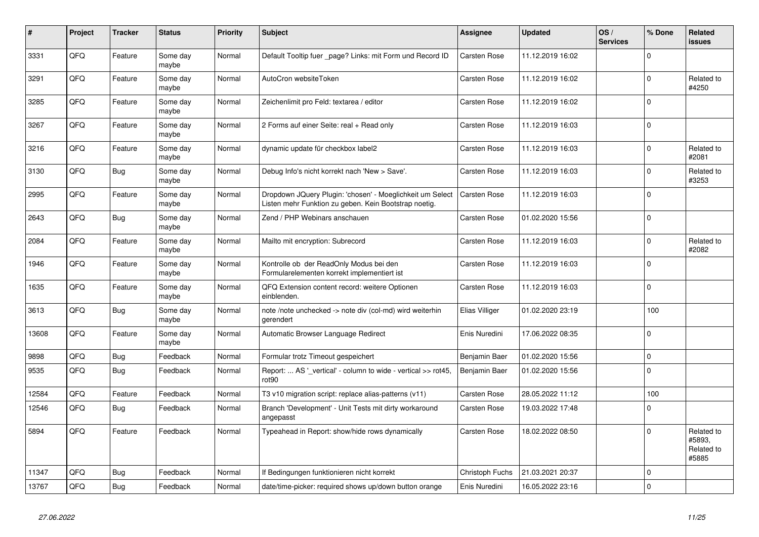| # | Project | Tracker | Status | Priority | Subject | Assignee | Updated | OS / Services | % Done | Related issues |
|---|---|---|---|---|---|---|---|---|---|---|
| 3331 | QFQ | Feature | Some day maybe | Normal | Default Tooltip fuer _page? Links: mit Form und Record ID | Carsten Rose | 11.12.2019 16:02 | | 0 | |
| 3291 | QFQ | Feature | Some day maybe | Normal | AutoCron websiteToken | Carsten Rose | 11.12.2019 16:02 | | 0 | Related to #4250 |
| 3285 | QFQ | Feature | Some day maybe | Normal | Zeichenlimit pro Feld: textarea / editor | Carsten Rose | 11.12.2019 16:02 | | 0 | |
| 3267 | QFQ | Feature | Some day maybe | Normal | 2 Forms auf einer Seite: real + Read only | Carsten Rose | 11.12.2019 16:03 | | 0 | |
| 3216 | QFQ | Feature | Some day maybe | Normal | dynamic update für checkbox label2 | Carsten Rose | 11.12.2019 16:03 | | 0 | Related to #2081 |
| 3130 | QFQ | Bug | Some day maybe | Normal | Debug Info's nicht korrekt nach 'New > Save'. | Carsten Rose | 11.12.2019 16:03 | | 0 | Related to #3253 |
| 2995 | QFQ | Feature | Some day maybe | Normal | Dropdown JQuery Plugin: 'chosen' - Moeglichkeit um Select Listen mehr Funktion zu geben. Kein Bootstrap noetig. | Carsten Rose | 11.12.2019 16:03 | | 0 | |
| 2643 | QFQ | Bug | Some day maybe | Normal | Zend / PHP Webinars anschauen | Carsten Rose | 01.02.2020 15:56 | | 0 | |
| 2084 | QFQ | Feature | Some day maybe | Normal | Mailto mit encryption: Subrecord | Carsten Rose | 11.12.2019 16:03 | | 0 | Related to #2082 |
| 1946 | QFQ | Feature | Some day maybe | Normal | Kontrolle ob der ReadOnly Modus bei den Formularelementen korrekt implementiert ist | Carsten Rose | 11.12.2019 16:03 | | 0 | |
| 1635 | QFQ | Feature | Some day maybe | Normal | QFQ Extension content record: weitere Optionen einblenden. | Carsten Rose | 11.12.2019 16:03 | | 0 | |
| 3613 | QFQ | Bug | Some day maybe | Normal | note /note unchecked -> note div (col-md) wird weiterhin gerendert | Elias Villiger | 01.02.2020 23:19 | | 100 | |
| 13608 | QFQ | Feature | Some day maybe | Normal | Automatic Browser Language Redirect | Enis Nuredini | 17.06.2022 08:35 | | 0 | |
| 9898 | QFQ | Bug | Feedback | Normal | Formular trotz Timeout gespeichert | Benjamin Baer | 01.02.2020 15:56 | | 0 | |
| 9535 | QFQ | Bug | Feedback | Normal | Report: ... AS '_vertical' - column to wide - vertical >> rot45, rot90 | Benjamin Baer | 01.02.2020 15:56 | | 0 | |
| 12584 | QFQ | Feature | Feedback | Normal | T3 v10 migration script: replace alias-patterns (v11) | Carsten Rose | 28.05.2022 11:12 | | 100 | |
| 12546 | QFQ | Bug | Feedback | Normal | Branch 'Development' - Unit Tests mit dirty workaround angepasst | Carsten Rose | 19.03.2022 17:48 | | 0 | |
| 5894 | QFQ | Feature | Feedback | Normal | Typeahead in Report: show/hide rows dynamically | Carsten Rose | 18.02.2022 08:50 | | 0 | Related to #5893, Related to #5885 |
| 11347 | QFQ | Bug | Feedback | Normal | If Bedingungen funktionieren nicht korrekt | Christoph Fuchs | 21.03.2021 20:37 | | 0 | |
| 13767 | QFQ | Bug | Feedback | Normal | date/time-picker: required shows up/down button orange | Enis Nuredini | 16.05.2022 23:16 | | 0 | |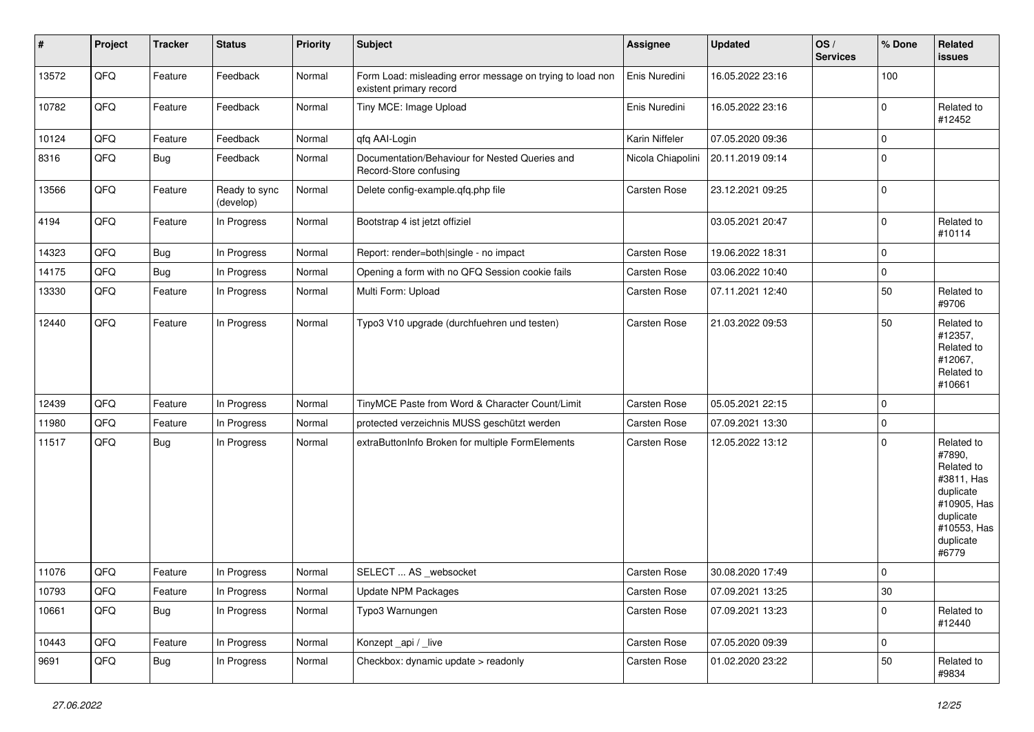| # | Project | Tracker | Status | Priority | Subject | Assignee | Updated | OS / Services | % Done | Related issues |
|---|---|---|---|---|---|---|---|---|---|---|
| 13572 | QFQ | Feature | Feedback | Normal | Form Load: misleading error message on trying to load non existent primary record | Enis Nuredini | 16.05.2022 23:16 | | 100 | |
| 10782 | QFQ | Feature | Feedback | Normal | Tiny MCE: Image Upload | Enis Nuredini | 16.05.2022 23:16 | | 0 | Related to #12452 |
| 10124 | QFQ | Feature | Feedback | Normal | qfq AAI-Login | Karin Niffeler | 07.05.2020 09:36 | | 0 | |
| 8316 | QFQ | Bug | Feedback | Normal | Documentation/Behaviour for Nested Queries and Record-Store confusing | Nicola Chiapolini | 20.11.2019 09:14 | | 0 | |
| 13566 | QFQ | Feature | Ready to sync (develop) | Normal | Delete config-example.qfq.php file | Carsten Rose | 23.12.2021 09:25 | | 0 | |
| 4194 | QFQ | Feature | In Progress | Normal | Bootstrap 4 ist jetzt offiziel | | 03.05.2021 20:47 | | 0 | Related to #10114 |
| 14323 | QFQ | Bug | In Progress | Normal | Report: render=both\|single - no impact | Carsten Rose | 19.06.2022 18:31 | | 0 | |
| 14175 | QFQ | Bug | In Progress | Normal | Opening a form with no QFQ Session cookie fails | Carsten Rose | 03.06.2022 10:40 | | 0 | |
| 13330 | QFQ | Feature | In Progress | Normal | Multi Form: Upload | Carsten Rose | 07.11.2021 12:40 | | 50 | Related to #9706 |
| 12440 | QFQ | Feature | In Progress | Normal | Typo3 V10 upgrade (durchfuehren und testen) | Carsten Rose | 21.03.2022 09:53 | | 50 | Related to #12357, Related to #12067, Related to #10661 |
| 12439 | QFQ | Feature | In Progress | Normal | TinyMCE Paste from Word & Character Count/Limit | Carsten Rose | 05.05.2021 22:15 | | 0 | |
| 11980 | QFQ | Feature | In Progress | Normal | protected verzeichnis MUSS geschützt werden | Carsten Rose | 07.09.2021 13:30 | | 0 | |
| 11517 | QFQ | Bug | In Progress | Normal | extraButtonInfo Broken for multiple FormElements | Carsten Rose | 12.05.2022 13:12 | | 0 | Related to #7890, Related to #3811, Has duplicate #10905, Has duplicate #10553, Has duplicate #6779 |
| 11076 | QFQ | Feature | In Progress | Normal | SELECT ... AS _websocket | Carsten Rose | 30.08.2020 17:49 | | 0 | |
| 10793 | QFQ | Feature | In Progress | Normal | Update NPM Packages | Carsten Rose | 07.09.2021 13:25 | | 30 | |
| 10661 | QFQ | Bug | In Progress | Normal | Typo3 Warnungen | Carsten Rose | 07.09.2021 13:23 | | 0 | Related to #12440 |
| 10443 | QFQ | Feature | In Progress | Normal | Konzept _api / _live | Carsten Rose | 07.05.2020 09:39 | | 0 | |
| 9691 | QFQ | Bug | In Progress | Normal | Checkbox: dynamic update > readonly | Carsten Rose | 01.02.2020 23:22 | | 50 | Related to #9834 |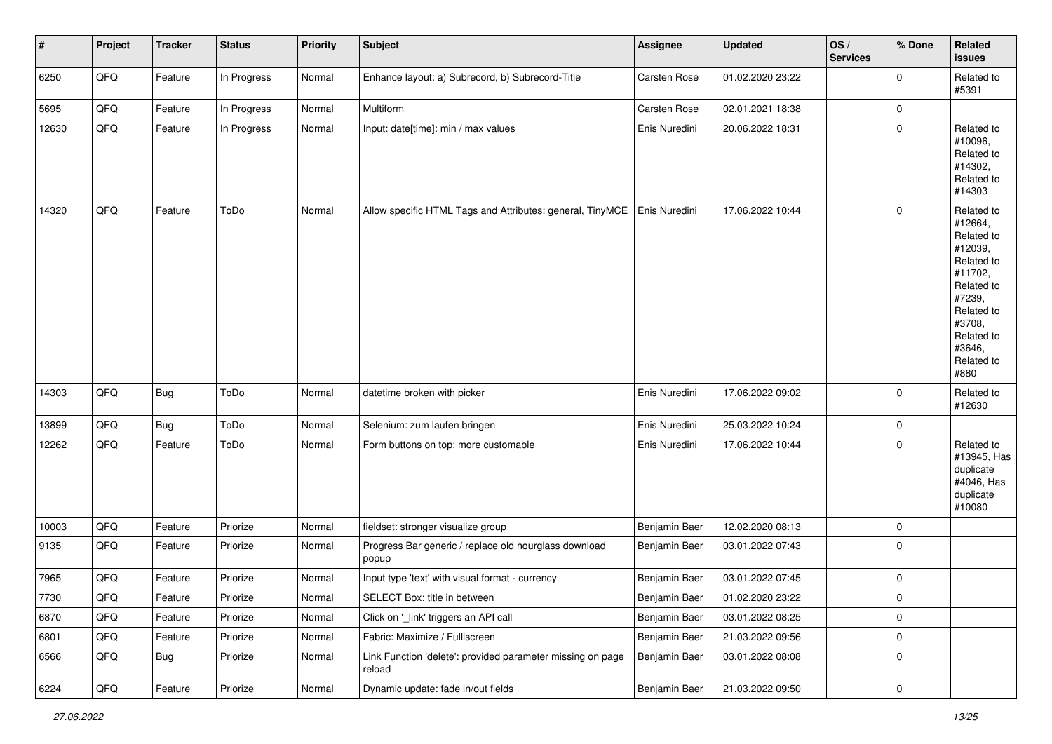| # | Project | Tracker | Status | Priority | Subject | Assignee | Updated | OS / Services | % Done | Related issues |
|---|---|---|---|---|---|---|---|---|---|---|
| 6250 | QFQ | Feature | In Progress | Normal | Enhance layout: a) Subrecord, b) Subrecord-Title | Carsten Rose | 01.02.2020 23:22 | | 0 | Related to #5391 |
| 5695 | QFQ | Feature | In Progress | Normal | Multiform | Carsten Rose | 02.01.2021 18:38 | | 0 | |
| 12630 | QFQ | Feature | In Progress | Normal | Input: date[time]: min / max values | Enis Nuredini | 20.06.2022 18:31 | | 0 | Related to #10096, Related to #14302, Related to #14303 |
| 14320 | QFQ | Feature | ToDo | Normal | Allow specific HTML Tags and Attributes: general, TinyMCE | Enis Nuredini | 17.06.2022 10:44 | | 0 | Related to #12664, Related to #12039, Related to #11702, Related to #7239, Related to #3708, Related to #3646, Related to #880 |
| 14303 | QFQ | Bug | ToDo | Normal | datetime broken with picker | Enis Nuredini | 17.06.2022 09:02 | | 0 | Related to #12630 |
| 13899 | QFQ | Bug | ToDo | Normal | Selenium: zum laufen bringen | Enis Nuredini | 25.03.2022 10:24 | | 0 | |
| 12262 | QFQ | Feature | ToDo | Normal | Form buttons on top: more customable | Enis Nuredini | 17.06.2022 10:44 | | 0 | Related to #13945, Has duplicate #4046, Has duplicate #10080 |
| 10003 | QFQ | Feature | Priorize | Normal | fieldset: stronger visualize group | Benjamin Baer | 12.02.2020 08:13 | | 0 | |
| 9135 | QFQ | Feature | Priorize | Normal | Progress Bar generic / replace old hourglass download popup | Benjamin Baer | 03.01.2022 07:43 | | 0 | |
| 7965 | QFQ | Feature | Priorize | Normal | Input type 'text' with visual format - currency | Benjamin Baer | 03.01.2022 07:45 | | 0 | |
| 7730 | QFQ | Feature | Priorize | Normal | SELECT Box: title in between | Benjamin Baer | 01.02.2020 23:22 | | 0 | |
| 6870 | QFQ | Feature | Priorize | Normal | Click on '_link' triggers an API call | Benjamin Baer | 03.01.2022 08:25 | | 0 | |
| 6801 | QFQ | Feature | Priorize | Normal | Fabric: Maximize / Fulllscreen | Benjamin Baer | 21.03.2022 09:56 | | 0 | |
| 6566 | QFQ | Bug | Priorize | Normal | Link Function 'delete': provided parameter missing on page reload | Benjamin Baer | 03.01.2022 08:08 | | 0 | |
| 6224 | QFQ | Feature | Priorize | Normal | Dynamic update: fade in/out fields | Benjamin Baer | 21.03.2022 09:50 | | 0 | |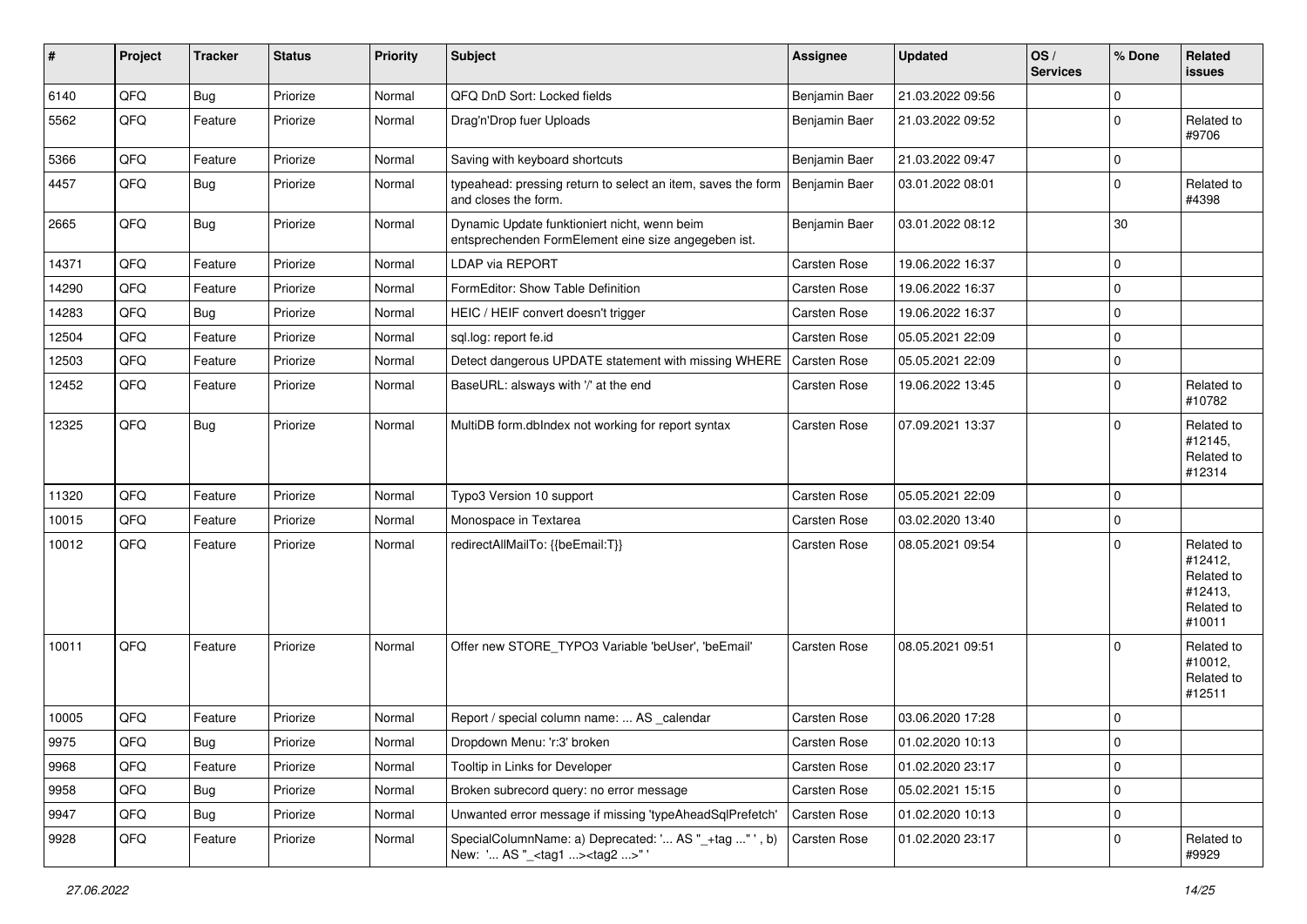| # | Project | Tracker | Status | Priority | Subject | Assignee | Updated | OS / Services | % Done | Related issues |
|---|---|---|---|---|---|---|---|---|---|---|
| 6140 | QFQ | Bug | Priorize | Normal | QFQ DnD Sort: Locked fields | Benjamin Baer | 21.03.2022 09:56 | | 0 | |
| 5562 | QFQ | Feature | Priorize | Normal | Drag'n'Drop fuer Uploads | Benjamin Baer | 21.03.2022 09:52 | | 0 | Related to #9706 |
| 5366 | QFQ | Feature | Priorize | Normal | Saving with keyboard shortcuts | Benjamin Baer | 21.03.2022 09:47 | | 0 | |
| 4457 | QFQ | Bug | Priorize | Normal | typeahead: pressing return to select an item, saves the form and closes the form. | Benjamin Baer | 03.01.2022 08:01 | | 0 | Related to #4398 |
| 2665 | QFQ | Bug | Priorize | Normal | Dynamic Update funktioniert nicht, wenn beim entsprechenden FormElement eine size angegeben ist. | Benjamin Baer | 03.01.2022 08:12 | | 30 | |
| 14371 | QFQ | Feature | Priorize | Normal | LDAP via REPORT | Carsten Rose | 19.06.2022 16:37 | | 0 | |
| 14290 | QFQ | Feature | Priorize | Normal | FormEditor: Show Table Definition | Carsten Rose | 19.06.2022 16:37 | | 0 | |
| 14283 | QFQ | Bug | Priorize | Normal | HEIC / HEIF convert doesn't trigger | Carsten Rose | 19.06.2022 16:37 | | 0 | |
| 12504 | QFQ | Feature | Priorize | Normal | sql.log: report fe.id | Carsten Rose | 05.05.2021 22:09 | | 0 | |
| 12503 | QFQ | Feature | Priorize | Normal | Detect dangerous UPDATE statement with missing WHERE | Carsten Rose | 05.05.2021 22:09 | | 0 | |
| 12452 | QFQ | Feature | Priorize | Normal | BaseURL: alsways with '/' at the end | Carsten Rose | 19.06.2022 13:45 | | 0 | Related to #10782 |
| 12325 | QFQ | Bug | Priorize | Normal | MultiDB form.dbIndex not working for report syntax | Carsten Rose | 07.09.2021 13:37 | | 0 | Related to #12145, Related to #12314 |
| 11320 | QFQ | Feature | Priorize | Normal | Typo3 Version 10 support | Carsten Rose | 05.05.2021 22:09 | | 0 | |
| 10015 | QFQ | Feature | Priorize | Normal | Monospace in Textarea | Carsten Rose | 03.02.2020 13:40 | | 0 | |
| 10012 | QFQ | Feature | Priorize | Normal | redirectAllMailTo: {{beEmail:T}} | Carsten Rose | 08.05.2021 09:54 | | 0 | Related to #12412, Related to #12413, Related to #10011 |
| 10011 | QFQ | Feature | Priorize | Normal | Offer new STORE_TYPO3 Variable 'beUser', 'beEmail' | Carsten Rose | 08.05.2021 09:51 | | 0 | Related to #10012, Related to #12511 |
| 10005 | QFQ | Feature | Priorize | Normal | Report / special column name: ... AS _calendar | Carsten Rose | 03.06.2020 17:28 | | 0 | |
| 9975 | QFQ | Bug | Priorize | Normal | Dropdown Menu: 'r:3' broken | Carsten Rose | 01.02.2020 10:13 | | 0 | |
| 9968 | QFQ | Feature | Priorize | Normal | Tooltip in Links for Developer | Carsten Rose | 01.02.2020 23:17 | | 0 | |
| 9958 | QFQ | Bug | Priorize | Normal | Broken subrecord query: no error message | Carsten Rose | 05.02.2021 15:15 | | 0 | |
| 9947 | QFQ | Bug | Priorize | Normal | Unwanted error message if missing 'typeAheadSqlPrefetch' | Carsten Rose | 01.02.2020 10:13 | | 0 | |
| 9928 | QFQ | Feature | Priorize | Normal | SpecialColumnName: a) Deprecated: '... AS "_+tag ..." ', b) New: '... AS "_<tag1 ...><tag2 ...>" ' | Carsten Rose | 01.02.2020 23:17 | | 0 | Related to #9929 |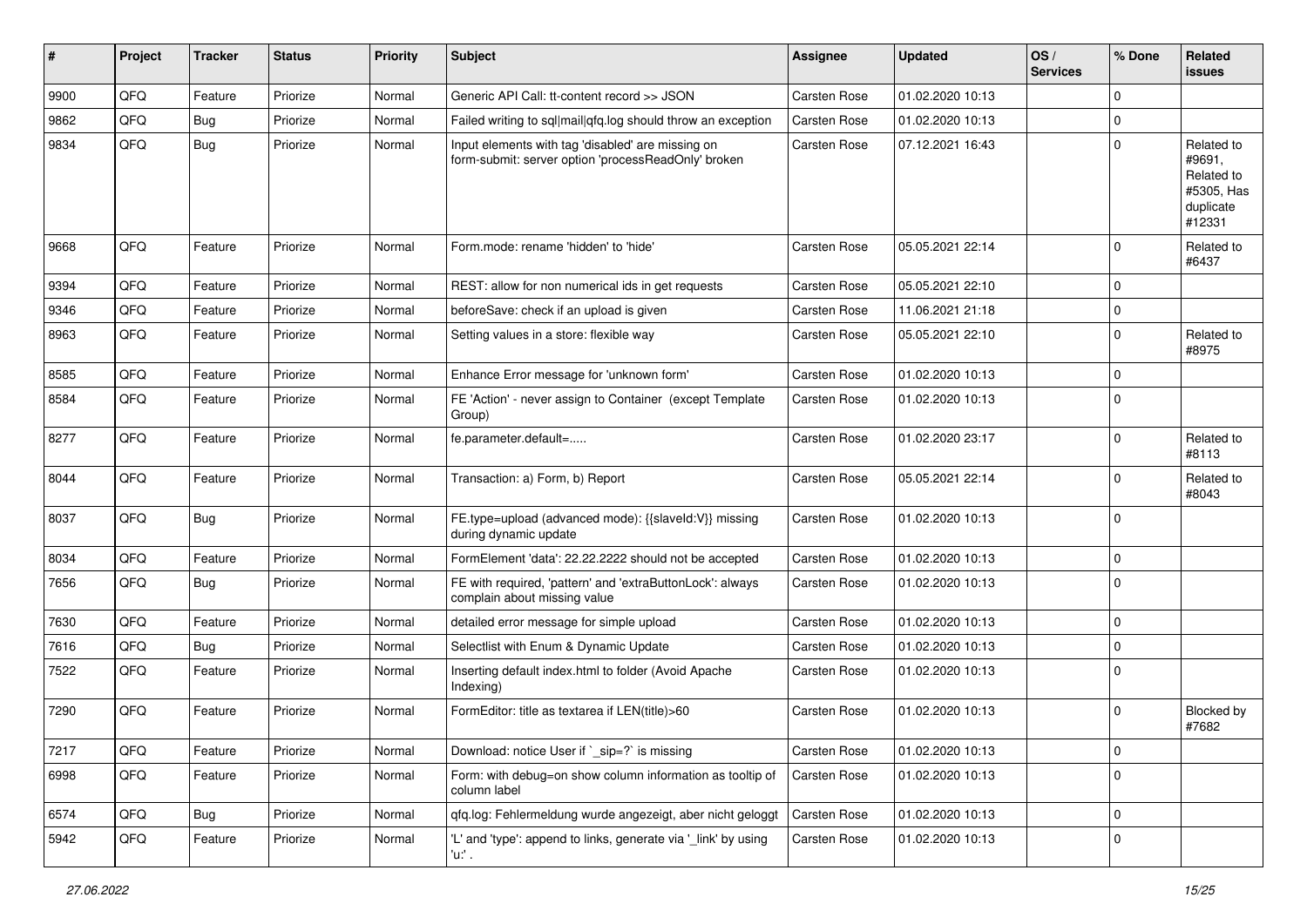| # | Project | Tracker | Status | Priority | Subject | Assignee | Updated | OS / Services | % Done | Related issues |
|---|---|---|---|---|---|---|---|---|---|---|
| 9900 | QFQ | Feature | Priorize | Normal | Generic API Call: tt-content record >> JSON | Carsten Rose | 01.02.2020 10:13 | | 0 | |
| 9862 | QFQ | Bug | Priorize | Normal | Failed writing to sql\|mail\|qfq.log should throw an exception | Carsten Rose | 01.02.2020 10:13 | | 0 | |
| 9834 | QFQ | Bug | Priorize | Normal | Input elements with tag 'disabled' are missing on form-submit: server option 'processReadOnly' broken | Carsten Rose | 07.12.2021 16:43 | | 0 | Related to #9691, Related to #5305, Has duplicate #12331 |
| 9668 | QFQ | Feature | Priorize | Normal | Form.mode: rename 'hidden' to 'hide' | Carsten Rose | 05.05.2021 22:14 | | 0 | Related to #6437 |
| 9394 | QFQ | Feature | Priorize | Normal | REST: allow for non numerical ids in get requests | Carsten Rose | 05.05.2021 22:10 | | 0 | |
| 9346 | QFQ | Feature | Priorize | Normal | beforeSave: check if an upload is given | Carsten Rose | 11.06.2021 21:18 | | 0 | |
| 8963 | QFQ | Feature | Priorize | Normal | Setting values in a store: flexible way | Carsten Rose | 05.05.2021 22:10 | | 0 | Related to #8975 |
| 8585 | QFQ | Feature | Priorize | Normal | Enhance Error message for 'unknown form' | Carsten Rose | 01.02.2020 10:13 | | 0 | |
| 8584 | QFQ | Feature | Priorize | Normal | FE 'Action' - never assign to Container (except Template Group) | Carsten Rose | 01.02.2020 10:13 | | 0 | |
| 8277 | QFQ | Feature | Priorize | Normal | fe.parameter.default=..... | Carsten Rose | 01.02.2020 23:17 | | 0 | Related to #8113 |
| 8044 | QFQ | Feature | Priorize | Normal | Transaction: a) Form, b) Report | Carsten Rose | 05.05.2021 22:14 | | 0 | Related to #8043 |
| 8037 | QFQ | Bug | Priorize | Normal | FE.type=upload (advanced mode): {{slaveId:V}} missing during dynamic update | Carsten Rose | 01.02.2020 10:13 | | 0 | |
| 8034 | QFQ | Feature | Priorize | Normal | FormElement 'data': 22.22.2222 should not be accepted | Carsten Rose | 01.02.2020 10:13 | | 0 | |
| 7656 | QFQ | Bug | Priorize | Normal | FE with required, 'pattern' and 'extraButtonLock': always complain about missing value | Carsten Rose | 01.02.2020 10:13 | | 0 | |
| 7630 | QFQ | Feature | Priorize | Normal | detailed error message for simple upload | Carsten Rose | 01.02.2020 10:13 | | 0 | |
| 7616 | QFQ | Bug | Priorize | Normal | Selectlist with Enum & Dynamic Update | Carsten Rose | 01.02.2020 10:13 | | 0 | |
| 7522 | QFQ | Feature | Priorize | Normal | Inserting default index.html to folder (Avoid Apache Indexing) | Carsten Rose | 01.02.2020 10:13 | | 0 | |
| 7290 | QFQ | Feature | Priorize | Normal | FormEditor: title as textarea if LEN(title)>60 | Carsten Rose | 01.02.2020 10:13 | | 0 | Blocked by #7682 |
| 7217 | QFQ | Feature | Priorize | Normal | Download: notice User if `_sip=?` is missing | Carsten Rose | 01.02.2020 10:13 | | 0 | |
| 6998 | QFQ | Feature | Priorize | Normal | Form: with debug=on show column information as tooltip of column label | Carsten Rose | 01.02.2020 10:13 | | 0 | |
| 6574 | QFQ | Bug | Priorize | Normal | qfq.log: Fehlermeldung wurde angezeigt, aber nicht geloggt | Carsten Rose | 01.02.2020 10:13 | | 0 | |
| 5942 | QFQ | Feature | Priorize | Normal | 'L' and 'type': append to links, generate via '_link' by using 'u:' . | Carsten Rose | 01.02.2020 10:13 | | 0 | |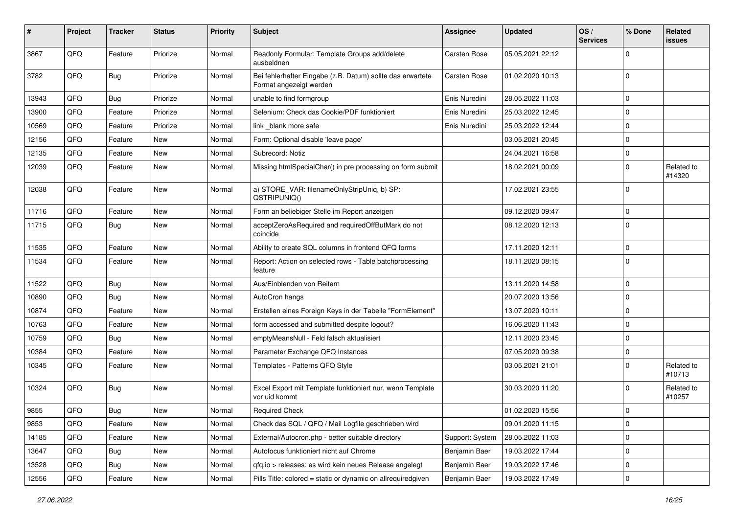| # | Project | Tracker | Status | Priority | Subject | Assignee | Updated | OS / Services | % Done | Related issues |
|---|---|---|---|---|---|---|---|---|---|---|
| 3867 | QFQ | Feature | Priorize | Normal | Readonly Formular: Template Groups add/delete ausbeldnen | Carsten Rose | 05.05.2021 22:12 | | 0 | |
| 3782 | QFQ | Bug | Priorize | Normal | Bei fehlerhafter Eingabe (z.B. Datum) sollte das erwartete Format angezeigt werden | Carsten Rose | 01.02.2020 10:13 | | 0 | |
| 13943 | QFQ | Bug | Priorize | Normal | unable to find formgroup | Enis Nuredini | 28.05.2022 11:03 | | 0 | |
| 13900 | QFQ | Feature | Priorize | Normal | Selenium: Check das Cookie/PDF funktioniert | Enis Nuredini | 25.03.2022 12:45 | | 0 | |
| 10569 | QFQ | Feature | Priorize | Normal | link _blank more safe | Enis Nuredini | 25.03.2022 12:44 | | 0 | |
| 12156 | QFQ | Feature | New | Normal | Form: Optional disable 'leave page' | | 03.05.2021 20:45 | | 0 | |
| 12135 | QFQ | Feature | New | Normal | Subrecord: Notiz | | 24.04.2021 16:58 | | 0 | |
| 12039 | QFQ | Feature | New | Normal | Missing htmlSpecialChar() in pre processing on form submit | | 18.02.2021 00:09 | | 0 | Related to #14320 |
| 12038 | QFQ | Feature | New | Normal | a) STORE_VAR: filenameOnlyStripUniq, b) SP: QSTRIPUNIQ() | | 17.02.2021 23:55 | | 0 | |
| 11716 | QFQ | Feature | New | Normal | Form an beliebiger Stelle im Report anzeigen | | 09.12.2020 09:47 | | 0 | |
| 11715 | QFQ | Bug | New | Normal | acceptZeroAsRequired and requiredOffButMark do not coincide | | 08.12.2020 12:13 | | 0 | |
| 11535 | QFQ | Feature | New | Normal | Ability to create SQL columns in frontend QFQ forms | | 17.11.2020 12:11 | | 0 | |
| 11534 | QFQ | Feature | New | Normal | Report: Action on selected rows - Table batchprocessing feature | | 18.11.2020 08:15 | | 0 | |
| 11522 | QFQ | Bug | New | Normal | Aus/Einblenden von Reitern | | 13.11.2020 14:58 | | 0 | |
| 10890 | QFQ | Bug | New | Normal | AutoCron hangs | | 20.07.2020 13:56 | | 0 | |
| 10874 | QFQ | Feature | New | Normal | Erstellen eines Foreign Keys in der Tabelle "FormElement" | | 13.07.2020 10:11 | | 0 | |
| 10763 | QFQ | Feature | New | Normal | form accessed and submitted despite logout? | | 16.06.2020 11:43 | | 0 | |
| 10759 | QFQ | Bug | New | Normal | emptyMeansNull - Feld falsch aktualisiert | | 12.11.2020 23:45 | | 0 | |
| 10384 | QFQ | Feature | New | Normal | Parameter Exchange QFQ Instances | | 07.05.2020 09:38 | | 0 | |
| 10345 | QFQ | Feature | New | Normal | Templates - Patterns QFQ Style | | 03.05.2021 21:01 | | 0 | Related to #10713 |
| 10324 | QFQ | Bug | New | Normal | Excel Export mit Template funktioniert nur, wenn Template vor uid kommt | | 30.03.2020 11:20 | | 0 | Related to #10257 |
| 9855 | QFQ | Bug | New | Normal | Required Check | | 01.02.2020 15:56 | | 0 | |
| 9853 | QFQ | Feature | New | Normal | Check das SQL / QFQ / Mail Logfile geschrieben wird | | 09.01.2020 11:15 | | 0 | |
| 14185 | QFQ | Feature | New | Normal | External/Autocron.php - better suitable directory | Support: System | 28.05.2022 11:03 | | 0 | |
| 13647 | QFQ | Bug | New | Normal | Autofocus funktioniert nicht auf Chrome | Benjamin Baer | 19.03.2022 17:44 | | 0 | |
| 13528 | QFQ | Bug | New | Normal | qfq.io > releases: es wird kein neues Release angelegt | Benjamin Baer | 19.03.2022 17:46 | | 0 | |
| 12556 | QFQ | Feature | New | Normal | Pills Title: colored = static or dynamic on allrequiredgiven | Benjamin Baer | 19.03.2022 17:49 | | 0 | |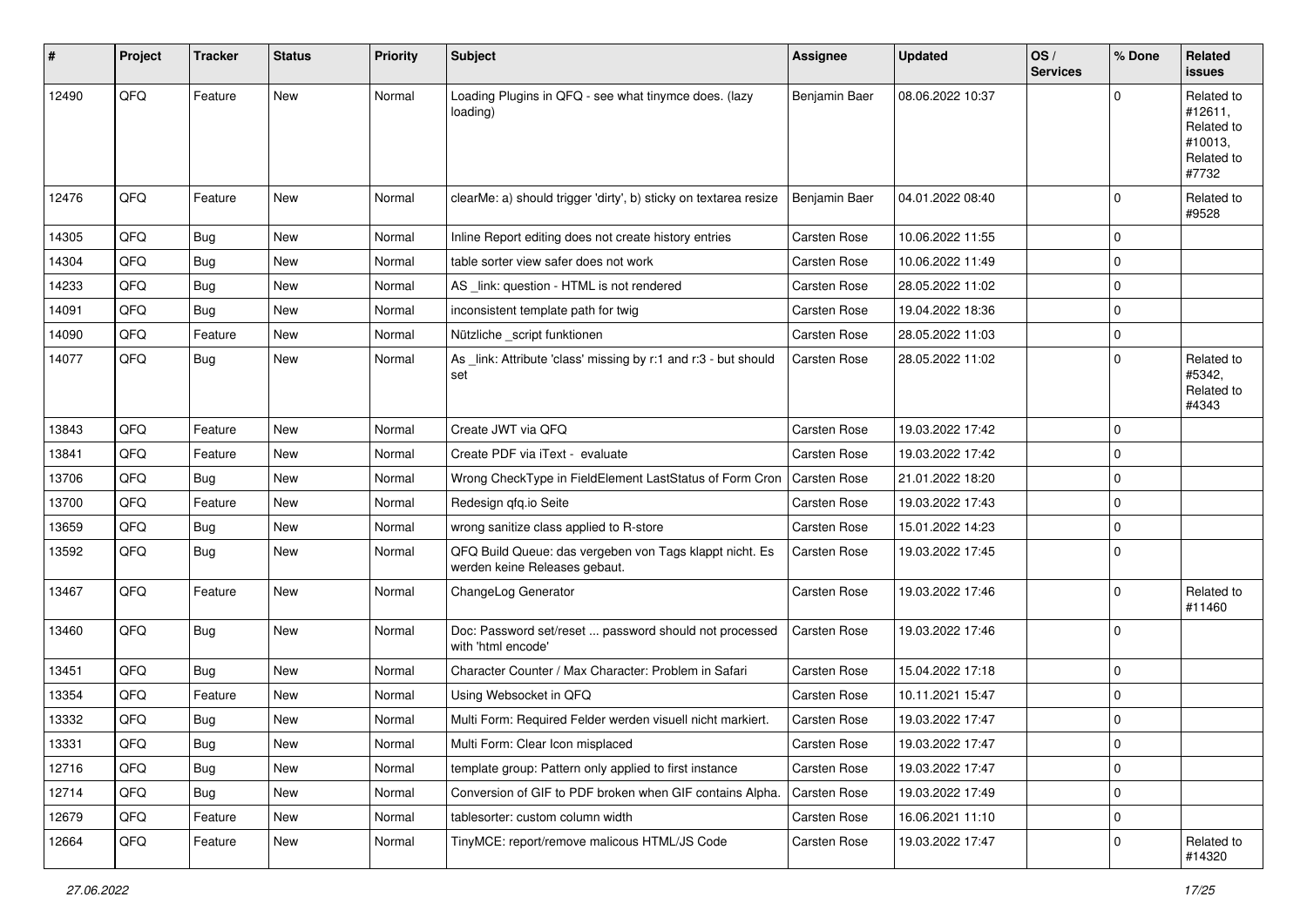| # | Project | Tracker | Status | Priority | Subject | Assignee | Updated | OS / Services | % Done | Related issues |
|---|---|---|---|---|---|---|---|---|---|---|
| 12490 | QFQ | Feature | New | Normal | Loading Plugins in QFQ - see what tinymce does. (lazy loading) | Benjamin Baer | 08.06.2022 10:37 | | 0 | Related to #12611, Related to #10013, Related to #7732 |
| 12476 | QFQ | Feature | New | Normal | clearMe: a) should trigger 'dirty', b) sticky on textarea resize | Benjamin Baer | 04.01.2022 08:40 | | 0 | Related to #9528 |
| 14305 | QFQ | Bug | New | Normal | Inline Report editing does not create history entries | Carsten Rose | 10.06.2022 11:55 | | 0 | |
| 14304 | QFQ | Bug | New | Normal | table sorter view safer does not work | Carsten Rose | 10.06.2022 11:49 | | 0 | |
| 14233 | QFQ | Bug | New | Normal | AS _link: question - HTML is not rendered | Carsten Rose | 28.05.2022 11:02 | | 0 | |
| 14091 | QFQ | Bug | New | Normal | inconsistent template path for twig | Carsten Rose | 19.04.2022 18:36 | | 0 | |
| 14090 | QFQ | Feature | New | Normal | Nützliche _script funktionen | Carsten Rose | 28.05.2022 11:03 | | 0 | |
| 14077 | QFQ | Bug | New | Normal | As _link: Attribute 'class' missing by r:1 and r:3 - but should set | Carsten Rose | 28.05.2022 11:02 | | 0 | Related to #5342, Related to #4343 |
| 13843 | QFQ | Feature | New | Normal | Create JWT via QFQ | Carsten Rose | 19.03.2022 17:42 | | 0 | |
| 13841 | QFQ | Feature | New | Normal | Create PDF via iText - evaluate | Carsten Rose | 19.03.2022 17:42 | | 0 | |
| 13706 | QFQ | Bug | New | Normal | Wrong CheckType in FieldElement LastStatus of Form Cron | Carsten Rose | 21.01.2022 18:20 | | 0 | |
| 13700 | QFQ | Feature | New | Normal | Redesign qfq.io Seite | Carsten Rose | 19.03.2022 17:43 | | 0 | |
| 13659 | QFQ | Bug | New | Normal | wrong sanitize class applied to R-store | Carsten Rose | 15.01.2022 14:23 | | 0 | |
| 13592 | QFQ | Bug | New | Normal | QFQ Build Queue: das vergeben von Tags klappt nicht. Es werden keine Releases gebaut. | Carsten Rose | 19.03.2022 17:45 | | 0 | |
| 13467 | QFQ | Feature | New | Normal | ChangeLog Generator | Carsten Rose | 19.03.2022 17:46 | | 0 | Related to #11460 |
| 13460 | QFQ | Bug | New | Normal | Doc: Password set/reset ... password should not processed with 'html encode' | Carsten Rose | 19.03.2022 17:46 | | 0 | |
| 13451 | QFQ | Bug | New | Normal | Character Counter / Max Character: Problem in Safari | Carsten Rose | 15.04.2022 17:18 | | 0 | |
| 13354 | QFQ | Feature | New | Normal | Using Websocket in QFQ | Carsten Rose | 10.11.2021 15:47 | | 0 | |
| 13332 | QFQ | Bug | New | Normal | Multi Form: Required Felder werden visuell nicht markiert. | Carsten Rose | 19.03.2022 17:47 | | 0 | |
| 13331 | QFQ | Bug | New | Normal | Multi Form: Clear Icon misplaced | Carsten Rose | 19.03.2022 17:47 | | 0 | |
| 12716 | QFQ | Bug | New | Normal | template group: Pattern only applied to first instance | Carsten Rose | 19.03.2022 17:47 | | 0 | |
| 12714 | QFQ | Bug | New | Normal | Conversion of GIF to PDF broken when GIF contains Alpha. | Carsten Rose | 19.03.2022 17:49 | | 0 | |
| 12679 | QFQ | Feature | New | Normal | tablesorter: custom column width | Carsten Rose | 16.06.2021 11:10 | | 0 | |
| 12664 | QFQ | Feature | New | Normal | TinyMCE: report/remove malicous HTML/JS Code | Carsten Rose | 19.03.2022 17:47 | | 0 | Related to #14320 |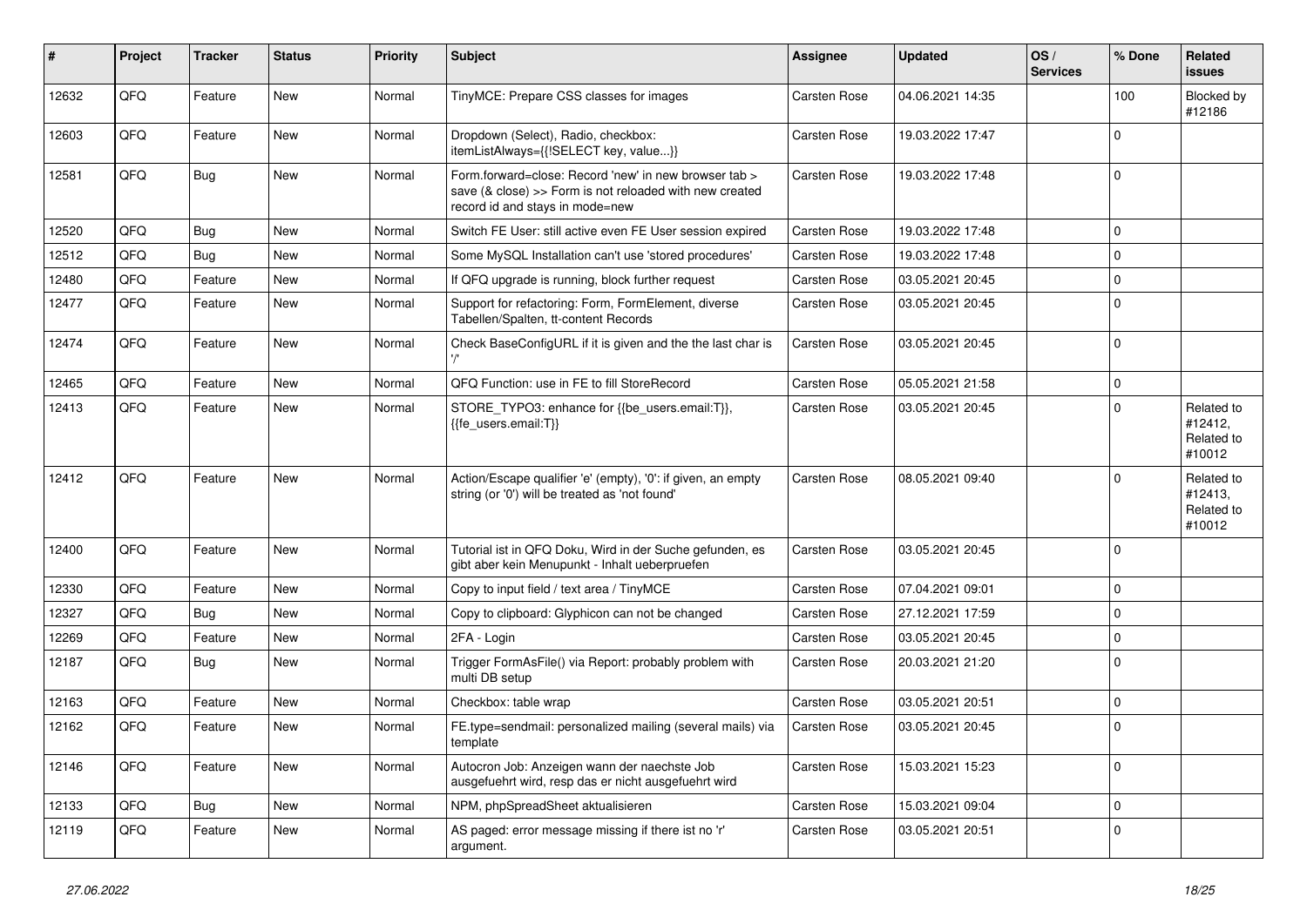| # | Project | Tracker | Status | Priority | Subject | Assignee | Updated | OS / Services | % Done | Related issues |
|---|---|---|---|---|---|---|---|---|---|---|
| 12632 | QFQ | Feature | New | Normal | TinyMCE: Prepare CSS classes for images | Carsten Rose | 04.06.2021 14:35 | | 100 | Blocked by #12186 |
| 12603 | QFQ | Feature | New | Normal | Dropdown (Select), Radio, checkbox: itemListAlways={{!SELECT key, value...}} | Carsten Rose | 19.03.2022 17:47 | | 0 | |
| 12581 | QFQ | Bug | New | Normal | Form.forward=close: Record 'new' in new browser tab > save (& close) >> Form is not reloaded with new created record id and stays in mode=new | Carsten Rose | 19.03.2022 17:48 | | 0 | |
| 12520 | QFQ | Bug | New | Normal | Switch FE User: still active even FE User session expired | Carsten Rose | 19.03.2022 17:48 | | 0 | |
| 12512 | QFQ | Bug | New | Normal | Some MySQL Installation can't use 'stored procedures' | Carsten Rose | 19.03.2022 17:48 | | 0 | |
| 12480 | QFQ | Feature | New | Normal | If QFQ upgrade is running, block further request | Carsten Rose | 03.05.2021 20:45 | | 0 | |
| 12477 | QFQ | Feature | New | Normal | Support for refactoring: Form, FormElement, diverse Tabellen/Spalten, tt-content Records | Carsten Rose | 03.05.2021 20:45 | | 0 | |
| 12474 | QFQ | Feature | New | Normal | Check BaseConfigURL if it is given and the the last char is '/' | Carsten Rose | 03.05.2021 20:45 | | 0 | |
| 12465 | QFQ | Feature | New | Normal | QFQ Function: use in FE to fill StoreRecord | Carsten Rose | 05.05.2021 21:58 | | 0 | |
| 12413 | QFQ | Feature | New | Normal | STORE_TYPO3: enhance for {{be_users.email:T}}, {{fe_users.email:T}} | Carsten Rose | 03.05.2021 20:45 | | 0 | Related to #12412, Related to #10012 |
| 12412 | QFQ | Feature | New | Normal | Action/Escape qualifier 'e' (empty), '0': if given, an empty string (or '0') will be treated as 'not found' | Carsten Rose | 08.05.2021 09:40 | | 0 | Related to #12413, Related to #10012 |
| 12400 | QFQ | Feature | New | Normal | Tutorial ist in QFQ Doku, Wird in der Suche gefunden, es gibt aber kein Menupunkt - Inhalt ueberpruefen | Carsten Rose | 03.05.2021 20:45 | | 0 | |
| 12330 | QFQ | Feature | New | Normal | Copy to input field / text area / TinyMCE | Carsten Rose | 07.04.2021 09:01 | | 0 | |
| 12327 | QFQ | Bug | New | Normal | Copy to clipboard: Glyphicon can not be changed | Carsten Rose | 27.12.2021 17:59 | | 0 | |
| 12269 | QFQ | Feature | New | Normal | 2FA - Login | Carsten Rose | 03.05.2021 20:45 | | 0 | |
| 12187 | QFQ | Bug | New | Normal | Trigger FormAsFile() via Report: probably problem with multi DB setup | Carsten Rose | 20.03.2021 21:20 | | 0 | |
| 12163 | QFQ | Feature | New | Normal | Checkbox: table wrap | Carsten Rose | 03.05.2021 20:51 | | 0 | |
| 12162 | QFQ | Feature | New | Normal | FE.type=sendmail: personalized mailing (several mails) via template | Carsten Rose | 03.05.2021 20:45 | | 0 | |
| 12146 | QFQ | Feature | New | Normal | Autocron Job: Anzeigen wann der naechste Job ausgefuehrt wird, resp das er nicht ausgefuehrt wird | Carsten Rose | 15.03.2021 15:23 | | 0 | |
| 12133 | QFQ | Bug | New | Normal | NPM, phpSpreadSheet aktualisieren | Carsten Rose | 15.03.2021 09:04 | | 0 | |
| 12119 | QFQ | Feature | New | Normal | AS paged: error message missing if there ist no 'r' argument. | Carsten Rose | 03.05.2021 20:51 | | 0 | |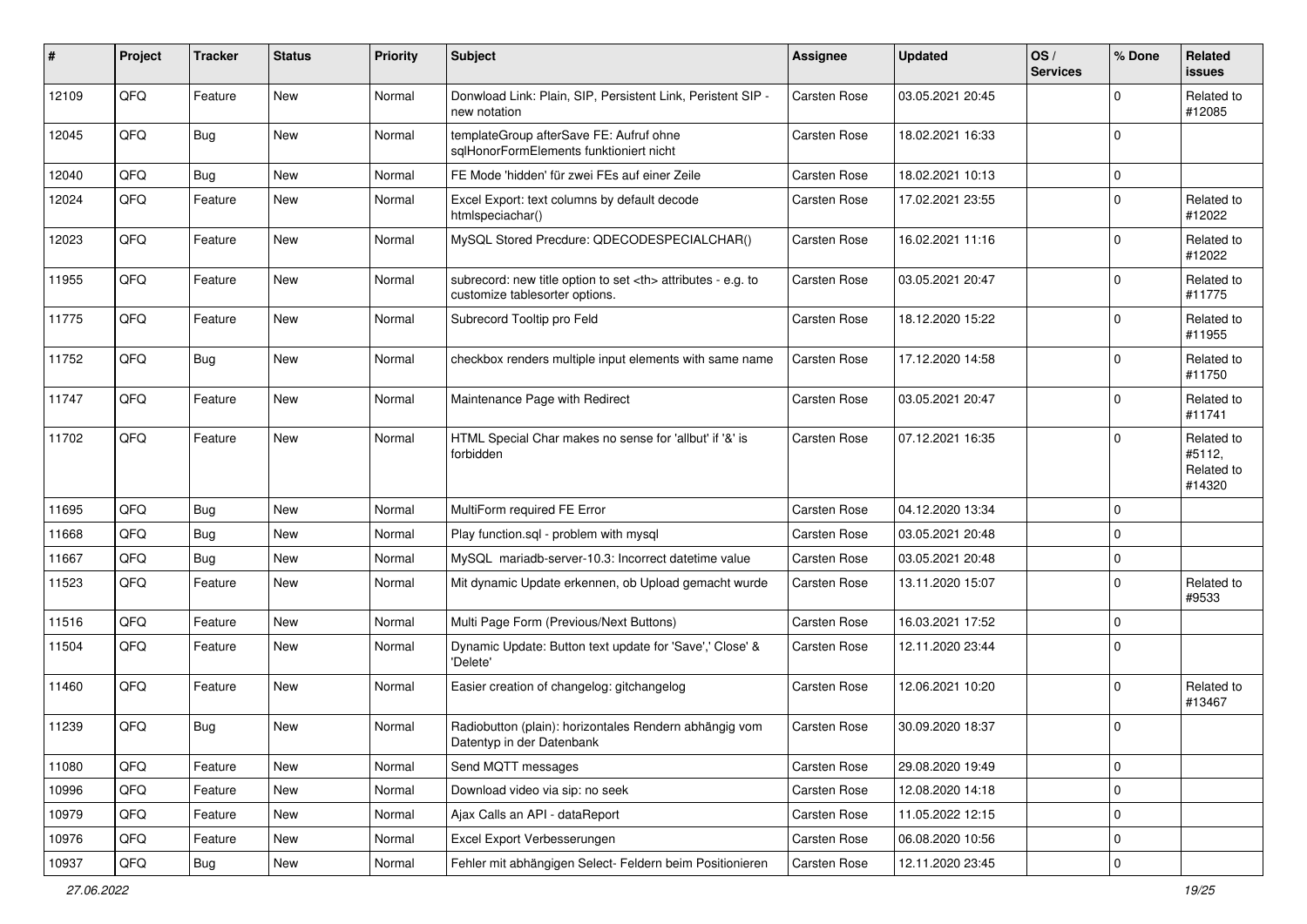| # | Project | Tracker | Status | Priority | Subject | Assignee | Updated | OS / Services | % Done | Related issues |
|---|---|---|---|---|---|---|---|---|---|---|
| 12109 | QFQ | Feature | New | Normal | Donwload Link: Plain, SIP, Persistent Link, Peristent SIP - new notation | Carsten Rose | 03.05.2021 20:45 | | 0 | Related to #12085 |
| 12045 | QFQ | Bug | New | Normal | templateGroup afterSave FE: Aufruf ohne sqlHonorFormElements funktioniert nicht | Carsten Rose | 18.02.2021 16:33 | | 0 | |
| 12040 | QFQ | Bug | New | Normal | FE Mode 'hidden' für zwei FEs auf einer Zeile | Carsten Rose | 18.02.2021 10:13 | | 0 | |
| 12024 | QFQ | Feature | New | Normal | Excel Export: text columns by default decode htmlspeciachar() | Carsten Rose | 17.02.2021 23:55 | | 0 | Related to #12022 |
| 12023 | QFQ | Feature | New | Normal | MySQL Stored Precdure: QDECODESPECIALCHAR() | Carsten Rose | 16.02.2021 11:16 | | 0 | Related to #12022 |
| 11955 | QFQ | Feature | New | Normal | subrecord: new title option to set <th> attributes - e.g. to customize tablesorter options. | Carsten Rose | 03.05.2021 20:47 | | 0 | Related to #11775 |
| 11775 | QFQ | Feature | New | Normal | Subrecord Tooltip pro Feld | Carsten Rose | 18.12.2020 15:22 | | 0 | Related to #11955 |
| 11752 | QFQ | Bug | New | Normal | checkbox renders multiple input elements with same name | Carsten Rose | 17.12.2020 14:58 | | 0 | Related to #11750 |
| 11747 | QFQ | Feature | New | Normal | Maintenance Page with Redirect | Carsten Rose | 03.05.2021 20:47 | | 0 | Related to #11741 |
| 11702 | QFQ | Feature | New | Normal | HTML Special Char makes no sense for 'allbut' if '&' is forbidden | Carsten Rose | 07.12.2021 16:35 | | 0 | Related to #5112, Related to #14320 |
| 11695 | QFQ | Bug | New | Normal | MultiForm required FE Error | Carsten Rose | 04.12.2020 13:34 | | 0 | |
| 11668 | QFQ | Bug | New | Normal | Play function.sql - problem with mysql | Carsten Rose | 03.05.2021 20:48 | | 0 | |
| 11667 | QFQ | Bug | New | Normal | MySQL mariadb-server-10.3: Incorrect datetime value | Carsten Rose | 03.05.2021 20:48 | | 0 | |
| 11523 | QFQ | Feature | New | Normal | Mit dynamic Update erkennen, ob Upload gemacht wurde | Carsten Rose | 13.11.2020 15:07 | | 0 | Related to #9533 |
| 11516 | QFQ | Feature | New | Normal | Multi Page Form (Previous/Next Buttons) | Carsten Rose | 16.03.2021 17:52 | | 0 | |
| 11504 | QFQ | Feature | New | Normal | Dynamic Update: Button text update for 'Save',' Close' & 'Delete' | Carsten Rose | 12.11.2020 23:44 | | 0 | |
| 11460 | QFQ | Feature | New | Normal | Easier creation of changelog: gitchangelog | Carsten Rose | 12.06.2021 10:20 | | 0 | Related to #13467 |
| 11239 | QFQ | Bug | New | Normal | Radiobutton (plain): horizontales Rendern abhängig vom Datentyp in der Datenbank | Carsten Rose | 30.09.2020 18:37 | | 0 | |
| 11080 | QFQ | Feature | New | Normal | Send MQTT messages | Carsten Rose | 29.08.2020 19:49 | | 0 | |
| 10996 | QFQ | Feature | New | Normal | Download video via sip: no seek | Carsten Rose | 12.08.2020 14:18 | | 0 | |
| 10979 | QFQ | Feature | New | Normal | Ajax Calls an API - dataReport | Carsten Rose | 11.05.2022 12:15 | | 0 | |
| 10976 | QFQ | Feature | New | Normal | Excel Export Verbesserungen | Carsten Rose | 06.08.2020 10:56 | | 0 | |
| 10937 | QFQ | Bug | New | Normal | Fehler mit abhängigen Select- Feldern beim Positionieren | Carsten Rose | 12.11.2020 23:45 | | 0 | |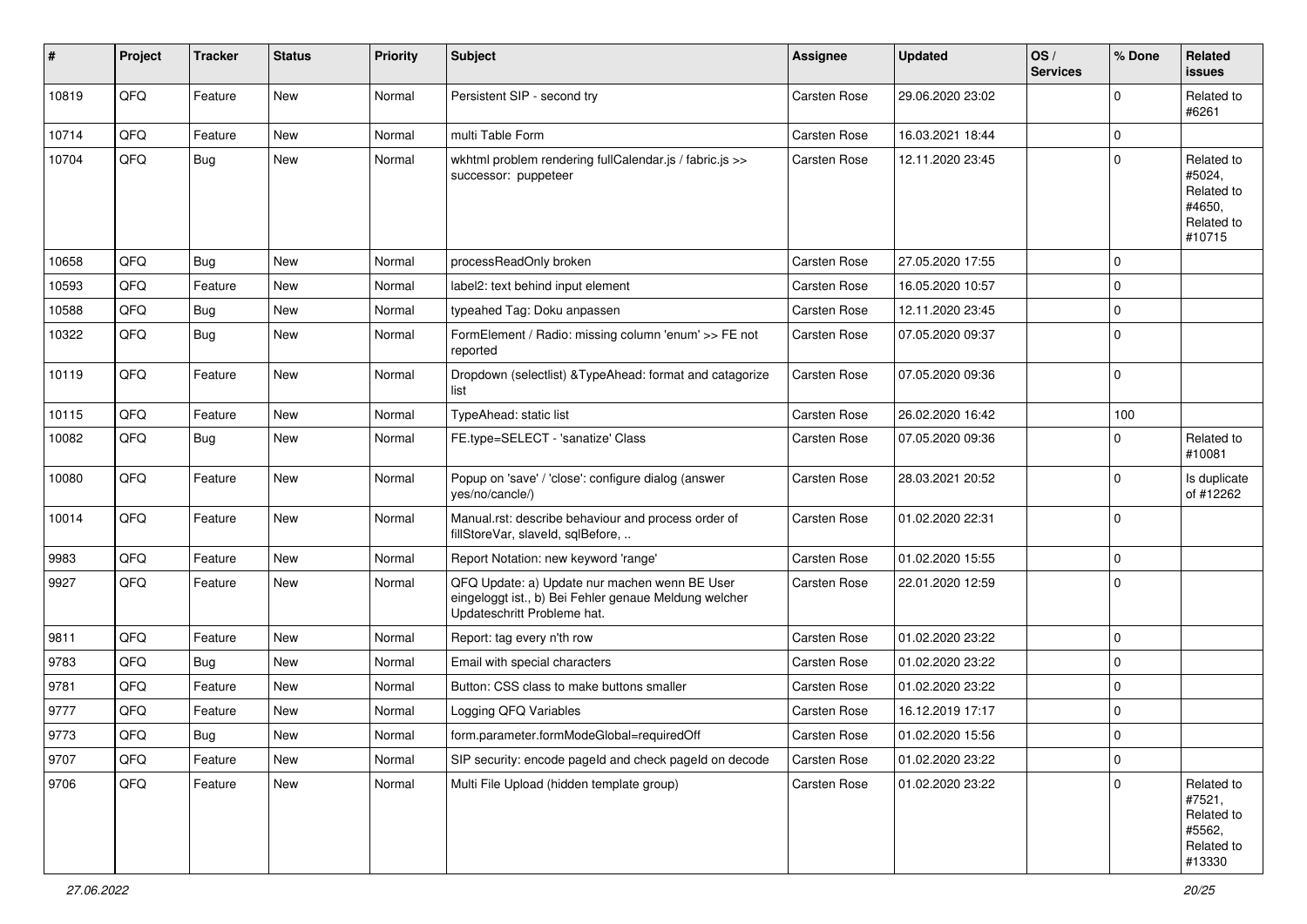| # | Project | Tracker | Status | Priority | Subject | Assignee | Updated | OS / Services | % Done | Related issues |
|---|---|---|---|---|---|---|---|---|---|---|
| 10819 | QFQ | Feature | New | Normal | Persistent SIP - second try | Carsten Rose | 29.06.2020 23:02 | | 0 | Related to #6261 |
| 10714 | QFQ | Feature | New | Normal | multi Table Form | Carsten Rose | 16.03.2021 18:44 | | 0 | |
| 10704 | QFQ | Bug | New | Normal | wkhtml problem rendering fullCalendar.js / fabric.js >> successor: puppeteer | Carsten Rose | 12.11.2020 23:45 | | 0 | Related to #5024, Related to #4650, Related to #10715 |
| 10658 | QFQ | Bug | New | Normal | processReadOnly broken | Carsten Rose | 27.05.2020 17:55 | | 0 | |
| 10593 | QFQ | Feature | New | Normal | label2: text behind input element | Carsten Rose | 16.05.2020 10:57 | | 0 | |
| 10588 | QFQ | Bug | New | Normal | typeahed Tag: Doku anpassen | Carsten Rose | 12.11.2020 23:45 | | 0 | |
| 10322 | QFQ | Bug | New | Normal | FormElement / Radio: missing column 'enum' >> FE not reported | Carsten Rose | 07.05.2020 09:37 | | 0 | |
| 10119 | QFQ | Feature | New | Normal | Dropdown (selectlist) &TypeAhead: format and catagorize list | Carsten Rose | 07.05.2020 09:36 | | 0 | |
| 10115 | QFQ | Feature | New | Normal | TypeAhead: static list | Carsten Rose | 26.02.2020 16:42 | | 100 | |
| 10082 | QFQ | Bug | New | Normal | FE.type=SELECT - 'sanatize' Class | Carsten Rose | 07.05.2020 09:36 | | 0 | Related to #10081 |
| 10080 | QFQ | Feature | New | Normal | Popup on 'save' / 'close': configure dialog (answer yes/no/cancle/) | Carsten Rose | 28.03.2021 20:52 | | 0 | Is duplicate of #12262 |
| 10014 | QFQ | Feature | New | Normal | Manual.rst: describe behaviour and process order of fillStoreVar, slaveId, sqlBefore, .. | Carsten Rose | 01.02.2020 22:31 | | 0 | |
| 9983 | QFQ | Feature | New | Normal | Report Notation: new keyword 'range' | Carsten Rose | 01.02.2020 15:55 | | 0 | |
| 9927 | QFQ | Feature | New | Normal | QFQ Update: a) Update nur machen wenn BE User eingeloggt ist., b) Bei Fehler genaue Meldung welcher Updateschritt Probleme hat. | Carsten Rose | 22.01.2020 12:59 | | 0 | |
| 9811 | QFQ | Feature | New | Normal | Report: tag every n'th row | Carsten Rose | 01.02.2020 23:22 | | 0 | |
| 9783 | QFQ | Bug | New | Normal | Email with special characters | Carsten Rose | 01.02.2020 23:22 | | 0 | |
| 9781 | QFQ | Feature | New | Normal | Button: CSS class to make buttons smaller | Carsten Rose | 01.02.2020 23:22 | | 0 | |
| 9777 | QFQ | Feature | New | Normal | Logging QFQ Variables | Carsten Rose | 16.12.2019 17:17 | | 0 | |
| 9773 | QFQ | Bug | New | Normal | form.parameter.formModeGlobal=requiredOff | Carsten Rose | 01.02.2020 15:56 | | 0 | |
| 9707 | QFQ | Feature | New | Normal | SIP security: encode pageId and check pageId on decode | Carsten Rose | 01.02.2020 23:22 | | 0 | |
| 9706 | QFQ | Feature | New | Normal | Multi File Upload (hidden template group) | Carsten Rose | 01.02.2020 23:22 | | 0 | Related to #7521, Related to #5562, Related to #13330 |

*27.06.2022*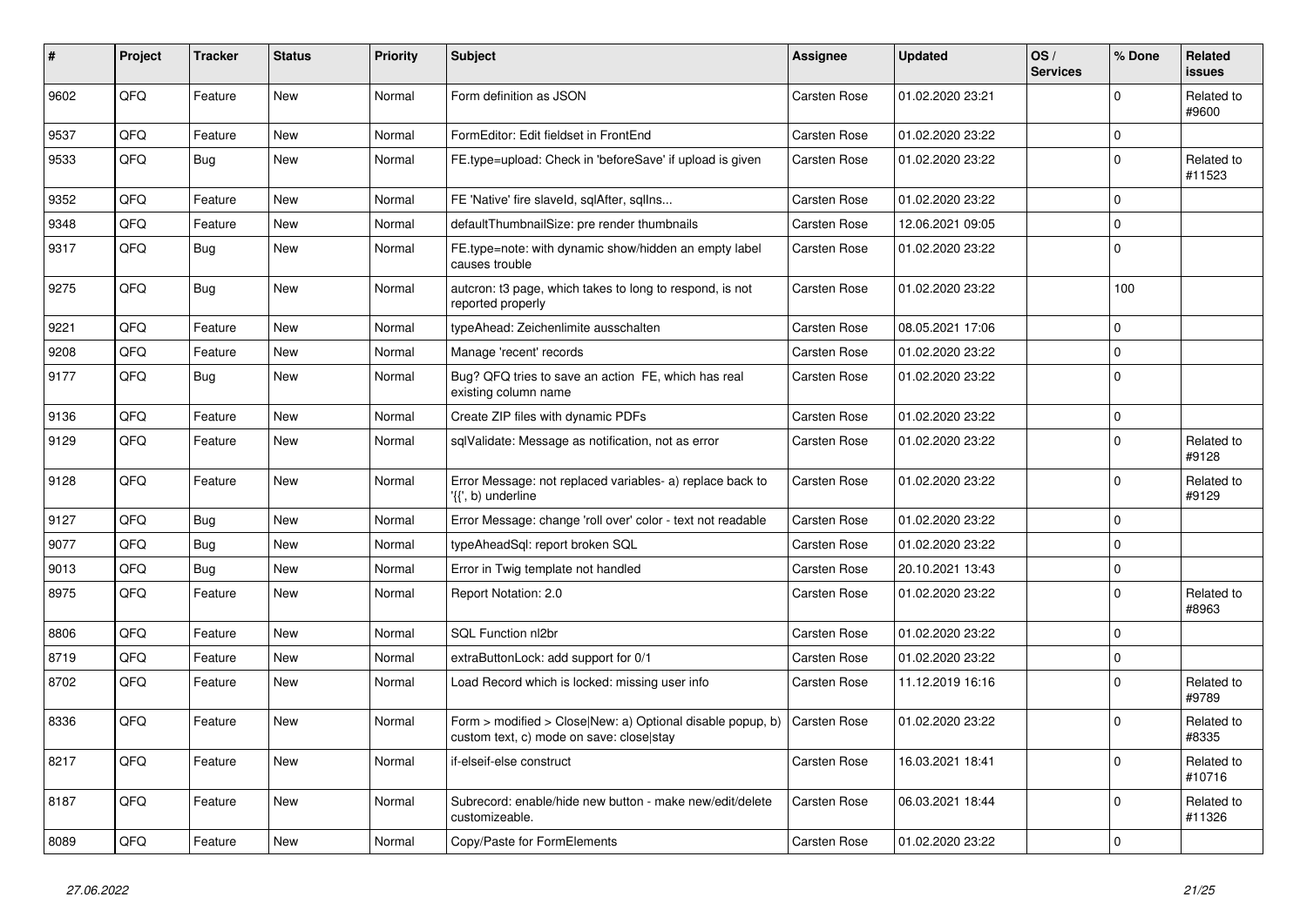| # | Project | Tracker | Status | Priority | Subject | Assignee | Updated | OS / Services | % Done | Related issues |
|---|---|---|---|---|---|---|---|---|---|---|
| 9602 | QFQ | Feature | New | Normal | Form definition as JSON | Carsten Rose | 01.02.2020 23:21 | | 0 | Related to #9600 |
| 9537 | QFQ | Feature | New | Normal | FormEditor: Edit fieldset in FrontEnd | Carsten Rose | 01.02.2020 23:22 | | 0 | |
| 9533 | QFQ | Bug | New | Normal | FE.type=upload: Check in 'beforeSave' if upload is given | Carsten Rose | 01.02.2020 23:22 | | 0 | Related to #11523 |
| 9352 | QFQ | Feature | New | Normal | FE 'Native' fire slaveId, sqlAfter, sqlIns... | Carsten Rose | 01.02.2020 23:22 | | 0 | |
| 9348 | QFQ | Feature | New | Normal | defaultThumbnailSize: pre render thumbnails | Carsten Rose | 12.06.2021 09:05 | | 0 | |
| 9317 | QFQ | Bug | New | Normal | FE.type=note: with dynamic show/hidden an empty label causes trouble | Carsten Rose | 01.02.2020 23:22 | | 0 | |
| 9275 | QFQ | Bug | New | Normal | autcron: t3 page, which takes to long to respond, is not reported properly | Carsten Rose | 01.02.2020 23:22 | | 100 | |
| 9221 | QFQ | Feature | New | Normal | typeAhead: Zeichenlimite ausschalten | Carsten Rose | 08.05.2021 17:06 | | 0 | |
| 9208 | QFQ | Feature | New | Normal | Manage 'recent' records | Carsten Rose | 01.02.2020 23:22 | | 0 | |
| 9177 | QFQ | Bug | New | Normal | Bug? QFQ tries to save an action FE, which has real existing column name | Carsten Rose | 01.02.2020 23:22 | | 0 | |
| 9136 | QFQ | Feature | New | Normal | Create ZIP files with dynamic PDFs | Carsten Rose | 01.02.2020 23:22 | | 0 | |
| 9129 | QFQ | Feature | New | Normal | sqlValidate: Message as notification, not as error | Carsten Rose | 01.02.2020 23:22 | | 0 | Related to #9128 |
| 9128 | QFQ | Feature | New | Normal | Error Message: not replaced variables- a) replace back to '{{', b) underline | Carsten Rose | 01.02.2020 23:22 | | 0 | Related to #9129 |
| 9127 | QFQ | Bug | New | Normal | Error Message: change 'roll over' color - text not readable | Carsten Rose | 01.02.2020 23:22 | | 0 | |
| 9077 | QFQ | Bug | New | Normal | typeAheadSql: report broken SQL | Carsten Rose | 01.02.2020 23:22 | | 0 | |
| 9013 | QFQ | Bug | New | Normal | Error in Twig template not handled | Carsten Rose | 20.10.2021 13:43 | | 0 | |
| 8975 | QFQ | Feature | New | Normal | Report Notation: 2.0 | Carsten Rose | 01.02.2020 23:22 | | 0 | Related to #8963 |
| 8806 | QFQ | Feature | New | Normal | SQL Function nl2br | Carsten Rose | 01.02.2020 23:22 | | 0 | |
| 8719 | QFQ | Feature | New | Normal | extraButtonLock: add support for 0/1 | Carsten Rose | 01.02.2020 23:22 | | 0 | |
| 8702 | QFQ | Feature | New | Normal | Load Record which is locked: missing user info | Carsten Rose | 11.12.2019 16:16 | | 0 | Related to #9789 |
| 8336 | QFQ | Feature | New | Normal | Form > modified > Close\|New: a) Optional disable popup, b) custom text, c) mode on save: close\|stay | Carsten Rose | 01.02.2020 23:22 | | 0 | Related to #8335 |
| 8217 | QFQ | Feature | New | Normal | if-elseif-else construct | Carsten Rose | 16.03.2021 18:41 | | 0 | Related to #10716 |
| 8187 | QFQ | Feature | New | Normal | Subrecord: enable/hide new button - make new/edit/delete customizeable. | Carsten Rose | 06.03.2021 18:44 | | 0 | Related to #11326 |
| 8089 | QFQ | Feature | New | Normal | Copy/Paste for FormElements | Carsten Rose | 01.02.2020 23:22 | | 0 | |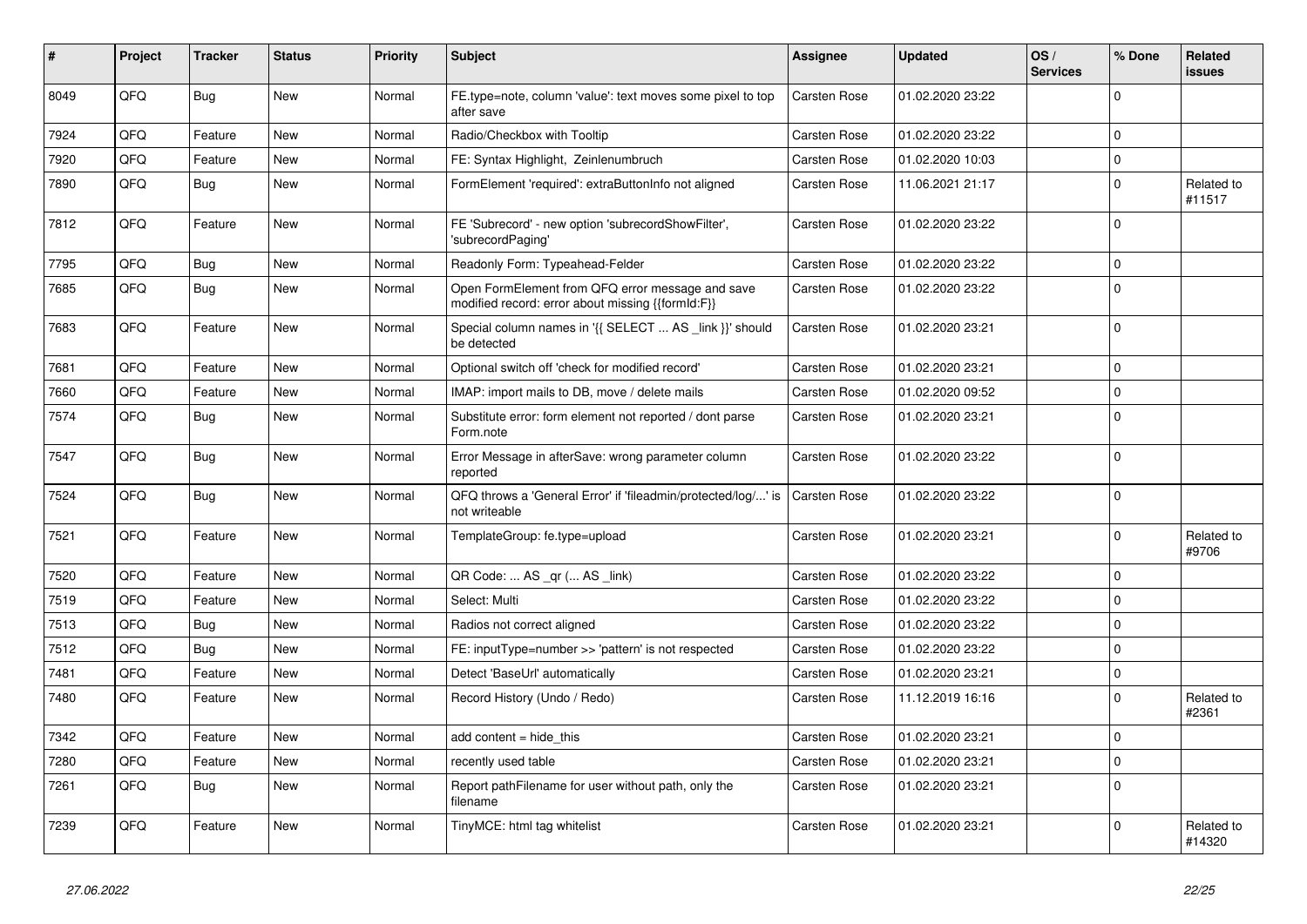| # | Project | Tracker | Status | Priority | Subject | Assignee | Updated | OS / Services | % Done | Related issues |
|---|---|---|---|---|---|---|---|---|---|---|
| 8049 | QFQ | Bug | New | Normal | FE.type=note, column 'value': text moves some pixel to top after save | Carsten Rose | 01.02.2020 23:22 | | 0 | |
| 7924 | QFQ | Feature | New | Normal | Radio/Checkbox with Tooltip | Carsten Rose | 01.02.2020 23:22 | | 0 | |
| 7920 | QFQ | Feature | New | Normal | FE: Syntax Highlight, Zeinlenumbruch | Carsten Rose | 01.02.2020 10:03 | | 0 | |
| 7890 | QFQ | Bug | New | Normal | FormElement 'required': extraButtonInfo not aligned | Carsten Rose | 11.06.2021 21:17 | | 0 | Related to #11517 |
| 7812 | QFQ | Feature | New | Normal | FE 'Subrecord' - new option 'subrecordShowFilter', 'subrecordPaging' | Carsten Rose | 01.02.2020 23:22 | | 0 | |
| 7795 | QFQ | Bug | New | Normal | Readonly Form: Typeahead-Felder | Carsten Rose | 01.02.2020 23:22 | | 0 | |
| 7685 | QFQ | Bug | New | Normal | Open FormElement from QFQ error message and save modified record: error about missing {{formId:F}} | Carsten Rose | 01.02.2020 23:22 | | 0 | |
| 7683 | QFQ | Feature | New | Normal | Special column names in '{{ SELECT ... AS _link }}' should be detected | Carsten Rose | 01.02.2020 23:21 | | 0 | |
| 7681 | QFQ | Feature | New | Normal | Optional switch off 'check for modified record' | Carsten Rose | 01.02.2020 23:21 | | 0 | |
| 7660 | QFQ | Feature | New | Normal | IMAP: import mails to DB, move / delete mails | Carsten Rose | 01.02.2020 09:52 | | 0 | |
| 7574 | QFQ | Bug | New | Normal | Substitute error: form element not reported / dont parse Form.note | Carsten Rose | 01.02.2020 23:21 | | 0 | |
| 7547 | QFQ | Bug | New | Normal | Error Message in afterSave: wrong parameter column reported | Carsten Rose | 01.02.2020 23:22 | | 0 | |
| 7524 | QFQ | Bug | New | Normal | QFQ throws a 'General Error' if 'fileadmin/protected/log/...' is not writeable | Carsten Rose | 01.02.2020 23:22 | | 0 | |
| 7521 | QFQ | Feature | New | Normal | TemplateGroup: fe.type=upload | Carsten Rose | 01.02.2020 23:21 | | 0 | Related to #9706 |
| 7520 | QFQ | Feature | New | Normal | QR Code: ... AS _qr ( ... AS _link) | Carsten Rose | 01.02.2020 23:22 | | 0 | |
| 7519 | QFQ | Feature | New | Normal | Select: Multi | Carsten Rose | 01.02.2020 23:22 | | 0 | |
| 7513 | QFQ | Bug | New | Normal | Radios not correct aligned | Carsten Rose | 01.02.2020 23:22 | | 0 | |
| 7512 | QFQ | Bug | New | Normal | FE: inputType=number >> 'pattern' is not respected | Carsten Rose | 01.02.2020 23:22 | | 0 | |
| 7481 | QFQ | Feature | New | Normal | Detect 'BaseUrl' automatically | Carsten Rose | 01.02.2020 23:21 | | 0 | |
| 7480 | QFQ | Feature | New | Normal | Record History (Undo / Redo) | Carsten Rose | 11.12.2019 16:16 | | 0 | Related to #2361 |
| 7342 | QFQ | Feature | New | Normal | add content = hide_this | Carsten Rose | 01.02.2020 23:21 | | 0 | |
| 7280 | QFQ | Feature | New | Normal | recently used table | Carsten Rose | 01.02.2020 23:21 | | 0 | |
| 7261 | QFQ | Bug | New | Normal | Report pathFilename for user without path, only the filename | Carsten Rose | 01.02.2020 23:21 | | 0 | |
| 7239 | QFQ | Feature | New | Normal | TinyMCE: html tag whitelist | Carsten Rose | 01.02.2020 23:21 | | 0 | Related to #14320 |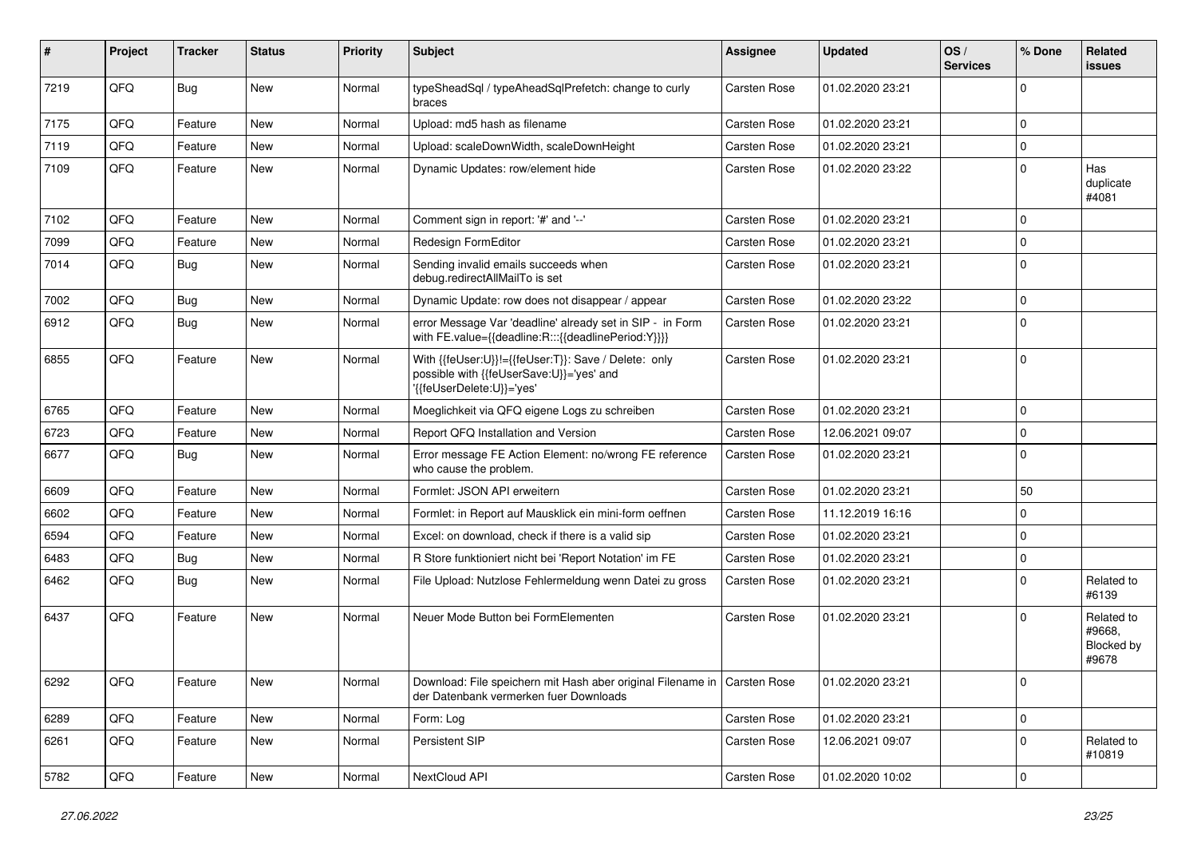| # | Project | Tracker | Status | Priority | Subject | Assignee | Updated | OS / Services | % Done | Related issues |
|---|---|---|---|---|---|---|---|---|---|---|
| 7219 | QFQ | Bug | New | Normal | typeSheadSql / typeAheadSqlPrefetch: change to curly braces | Carsten Rose | 01.02.2020 23:21 | | 0 | |
| 7175 | QFQ | Feature | New | Normal | Upload: md5 hash as filename | Carsten Rose | 01.02.2020 23:21 | | 0 | |
| 7119 | QFQ | Feature | New | Normal | Upload: scaleDownWidth, scaleDownHeight | Carsten Rose | 01.02.2020 23:21 | | 0 | |
| 7109 | QFQ | Feature | New | Normal | Dynamic Updates: row/element hide | Carsten Rose | 01.02.2020 23:22 | | 0 | Has duplicate #4081 |
| 7102 | QFQ | Feature | New | Normal | Comment sign in report: '#' and '--' | Carsten Rose | 01.02.2020 23:21 | | 0 | |
| 7099 | QFQ | Feature | New | Normal | Redesign FormEditor | Carsten Rose | 01.02.2020 23:21 | | 0 | |
| 7014 | QFQ | Bug | New | Normal | Sending invalid emails succeeds when debug.redirectAllMailTo is set | Carsten Rose | 01.02.2020 23:21 | | 0 | |
| 7002 | QFQ | Bug | New | Normal | Dynamic Update: row does not disappear / appear | Carsten Rose | 01.02.2020 23:22 | | 0 | |
| 6912 | QFQ | Bug | New | Normal | error Message Var 'deadline' already set in SIP - in Form with FE.value={{deadline:R:::{{deadlinePeriod:Y}}}} | Carsten Rose | 01.02.2020 23:21 | | 0 | |
| 6855 | QFQ | Feature | New | Normal | With {{feUser:U}}!={{feUser:T}}: Save / Delete: only possible with {{feUserSave:U}}='yes' and '{{feUserDelete:U}}='yes' | Carsten Rose | 01.02.2020 23:21 | | 0 | |
| 6765 | QFQ | Feature | New | Normal | Moeglichkeit via QFQ eigene Logs zu schreiben | Carsten Rose | 01.02.2020 23:21 | | 0 | |
| 6723 | QFQ | Feature | New | Normal | Report QFQ Installation and Version | Carsten Rose | 12.06.2021 09:07 | | 0 | |
| 6677 | QFQ | Bug | New | Normal | Error message FE Action Element: no/wrong FE reference who cause the problem. | Carsten Rose | 01.02.2020 23:21 | | 0 | |
| 6609 | QFQ | Feature | New | Normal | Formlet: JSON API erweitern | Carsten Rose | 01.02.2020 23:21 | | 50 | |
| 6602 | QFQ | Feature | New | Normal | Formlet: in Report auf Mausklick ein mini-form oeffnen | Carsten Rose | 11.12.2019 16:16 | | 0 | |
| 6594 | QFQ | Feature | New | Normal | Excel: on download, check if there is a valid sip | Carsten Rose | 01.02.2020 23:21 | | 0 | |
| 6483 | QFQ | Bug | New | Normal | R Store funktioniert nicht bei 'Report Notation' im FE | Carsten Rose | 01.02.2020 23:21 | | 0 | |
| 6462 | QFQ | Bug | New | Normal | File Upload: Nutzlose Fehlermeldung wenn Datei zu gross | Carsten Rose | 01.02.2020 23:21 | | 0 | Related to #6139 |
| 6437 | QFQ | Feature | New | Normal | Neuer Mode Button bei FormElementen | Carsten Rose | 01.02.2020 23:21 | | 0 | Related to #9668, Blocked by #9678 |
| 6292 | QFQ | Feature | New | Normal | Download: File speichern mit Hash aber original Filename in der Datenbank vermerken fuer Downloads | Carsten Rose | 01.02.2020 23:21 | | 0 | |
| 6289 | QFQ | Feature | New | Normal | Form: Log | Carsten Rose | 01.02.2020 23:21 | | 0 | |
| 6261 | QFQ | Feature | New | Normal | Persistent SIP | Carsten Rose | 12.06.2021 09:07 | | 0 | Related to #10819 |
| 5782 | QFQ | Feature | New | Normal | NextCloud API | Carsten Rose | 01.02.2020 10:02 | | 0 | |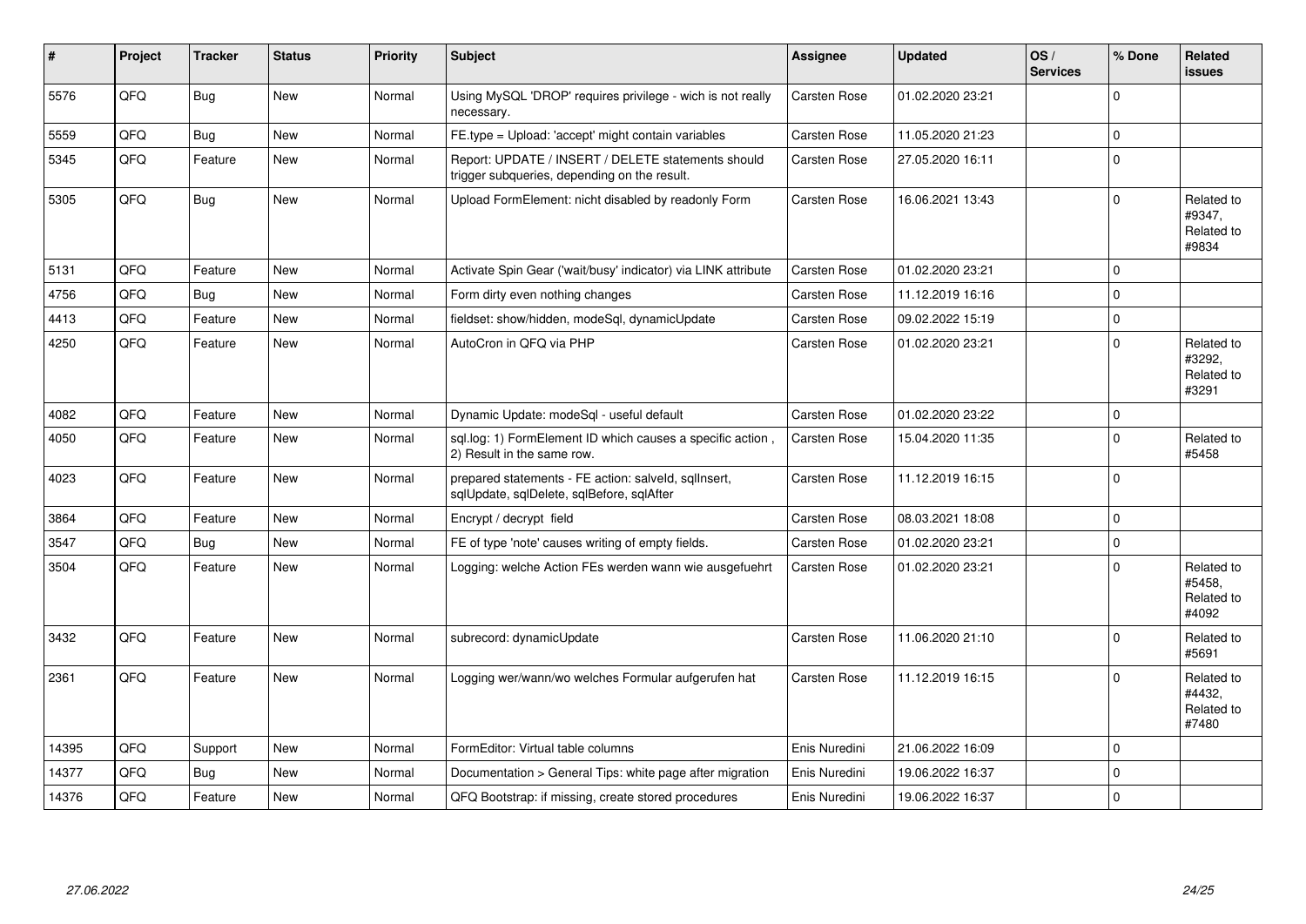| # | Project | Tracker | Status | Priority | Subject | Assignee | Updated | OS / Services | % Done | Related issues |
|---|---|---|---|---|---|---|---|---|---|---|
| 5576 | QFQ | Bug | New | Normal | Using MySQL 'DROP' requires privilege - wich is not really necessary. | Carsten Rose | 01.02.2020 23:21 | | 0 | |
| 5559 | QFQ | Bug | New | Normal | FE.type = Upload: 'accept' might contain variables | Carsten Rose | 11.05.2020 21:23 | | 0 | |
| 5345 | QFQ | Feature | New | Normal | Report: UPDATE / INSERT / DELETE statements should trigger subqueries, depending on the result. | Carsten Rose | 27.05.2020 16:11 | | 0 | |
| 5305 | QFQ | Bug | New | Normal | Upload FormElement: nicht disabled by readonly Form | Carsten Rose | 16.06.2021 13:43 | | 0 | Related to #9347, Related to #9834 |
| 5131 | QFQ | Feature | New | Normal | Activate Spin Gear ('wait/busy' indicator) via LINK attribute | Carsten Rose | 01.02.2020 23:21 | | 0 | |
| 4756 | QFQ | Bug | New | Normal | Form dirty even nothing changes | Carsten Rose | 11.12.2019 16:16 | | 0 | |
| 4413 | QFQ | Feature | New | Normal | fieldset: show/hidden, modeSql, dynamicUpdate | Carsten Rose | 09.02.2022 15:19 | | 0 | |
| 4250 | QFQ | Feature | New | Normal | AutoCron in QFQ via PHP | Carsten Rose | 01.02.2020 23:21 | | 0 | Related to #3292, Related to #3291 |
| 4082 | QFQ | Feature | New | Normal | Dynamic Update: modeSql - useful default | Carsten Rose | 01.02.2020 23:22 | | 0 | |
| 4050 | QFQ | Feature | New | Normal | sql.log: 1) FormElement ID which causes a specific action , 2) Result in the same row. | Carsten Rose | 15.04.2020 11:35 | | 0 | Related to #5458 |
| 4023 | QFQ | Feature | New | Normal | prepared statements - FE action: salveld, sqlInsert, sqlUpdate, sqlDelete, sqlBefore, sqlAfter | Carsten Rose | 11.12.2019 16:15 | | 0 | |
| 3864 | QFQ | Feature | New | Normal | Encrypt / decrypt field | Carsten Rose | 08.03.2021 18:08 | | 0 | |
| 3547 | QFQ | Bug | New | Normal | FE of type 'note' causes writing of empty fields. | Carsten Rose | 01.02.2020 23:21 | | 0 | |
| 3504 | QFQ | Feature | New | Normal | Logging: welche Action FEs werden wann wie ausgefuehrt | Carsten Rose | 01.02.2020 23:21 | | 0 | Related to #5458, Related to #4092 |
| 3432 | QFQ | Feature | New | Normal | subrecord: dynamicUpdate | Carsten Rose | 11.06.2020 21:10 | | 0 | Related to #5691 |
| 2361 | QFQ | Feature | New | Normal | Logging wer/wann/wo welches Formular aufgerufen hat | Carsten Rose | 11.12.2019 16:15 | | 0 | Related to #4432, Related to #7480 |
| 14395 | QFQ | Support | New | Normal | FormEditor: Virtual table columns | Enis Nuredini | 21.06.2022 16:09 | | 0 | |
| 14377 | QFQ | Bug | New | Normal | Documentation > General Tips: white page after migration | Enis Nuredini | 19.06.2022 16:37 | | 0 | |
| 14376 | QFQ | Feature | New | Normal | QFQ Bootstrap: if missing, create stored procedures | Enis Nuredini | 19.06.2022 16:37 | | 0 | |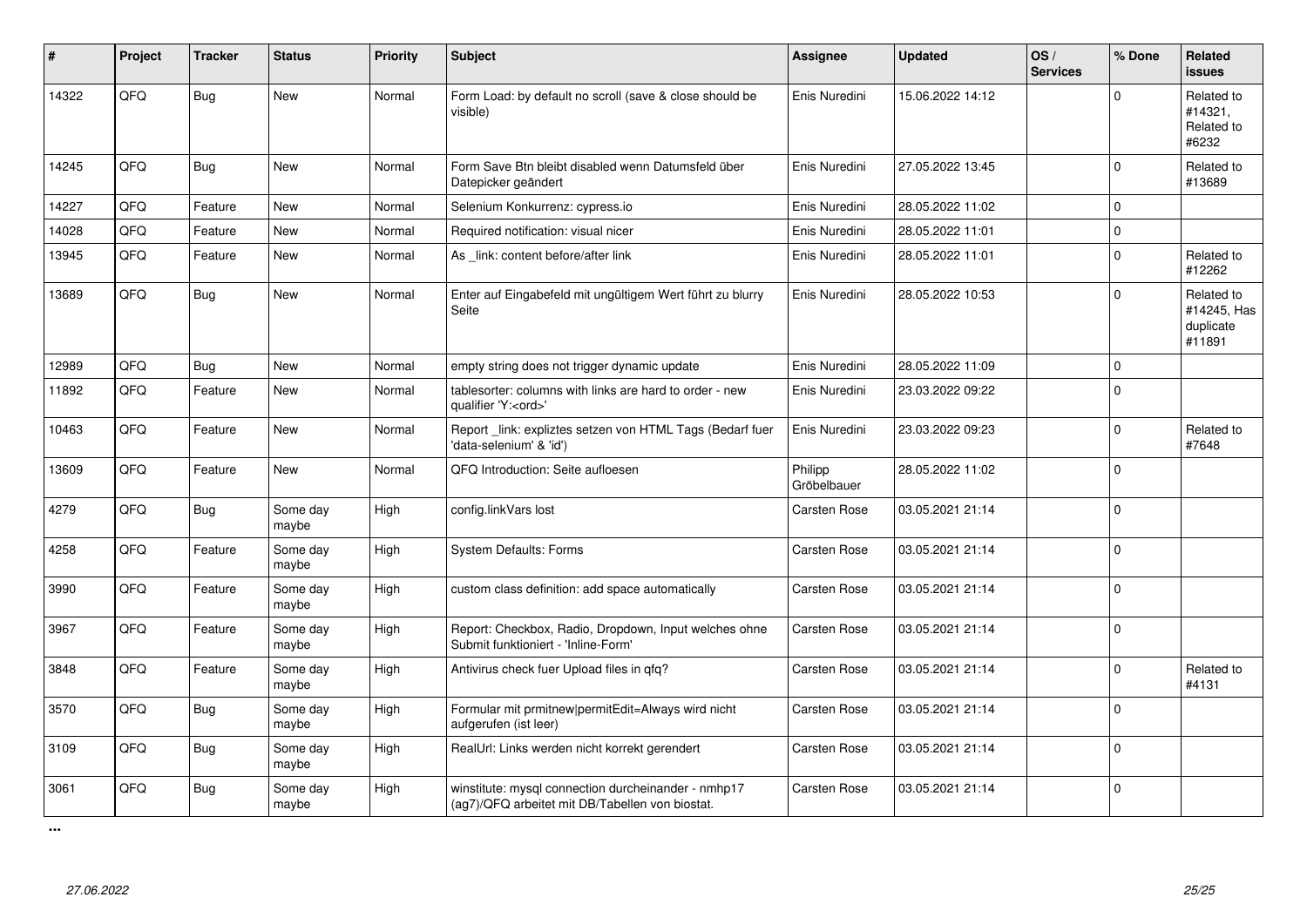| # | Project | Tracker | Status | Priority | Subject | Assignee | Updated | OS / Services | % Done | Related issues |
|---|---|---|---|---|---|---|---|---|---|---|
| 14322 | QFQ | Bug | New | Normal | Form Load: by default no scroll (save & close should be visible) | Enis Nuredini | 15.06.2022 14:12 | | 0 | Related to #14321, Related to #6232 |
| 14245 | QFQ | Bug | New | Normal | Form Save Btn bleibt disabled wenn Datumsfeld über Datepicker geändert | Enis Nuredini | 27.05.2022 13:45 | | 0 | Related to #13689 |
| 14227 | QFQ | Feature | New | Normal | Selenium Konkurrenz: cypress.io | Enis Nuredini | 28.05.2022 11:02 | | 0 | |
| 14028 | QFQ | Feature | New | Normal | Required notification: visual nicer | Enis Nuredini | 28.05.2022 11:01 | | 0 | |
| 13945 | QFQ | Feature | New | Normal | As _link: content before/after link | Enis Nuredini | 28.05.2022 11:01 | | 0 | Related to #12262 |
| 13689 | QFQ | Bug | New | Normal | Enter auf Eingabefeld mit ungültigem Wert führt zu blurry Seite | Enis Nuredini | 28.05.2022 10:53 | | 0 | Related to #14245, Has duplicate #11891 |
| 12989 | QFQ | Bug | New | Normal | empty string does not trigger dynamic update | Enis Nuredini | 28.05.2022 11:09 | | 0 | |
| 11892 | QFQ | Feature | New | Normal | tablesorter: columns with links are hard to order - new qualifier 'Y:<ord>' | Enis Nuredini | 23.03.2022 09:22 | | 0 | |
| 10463 | QFQ | Feature | New | Normal | Report _link: expliztes setzen von HTML Tags (Bedarf fuer 'data-selenium' & 'id') | Enis Nuredini | 23.03.2022 09:23 | | 0 | Related to #7648 |
| 13609 | QFQ | Feature | New | Normal | QFQ Introduction: Seite aufloesen | Philipp Gröbelbauer | 28.05.2022 11:02 | | 0 | |
| 4279 | QFQ | Bug | Some day maybe | High | config.linkVars lost | Carsten Rose | 03.05.2021 21:14 | | 0 | |
| 4258 | QFQ | Feature | Some day maybe | High | System Defaults: Forms | Carsten Rose | 03.05.2021 21:14 | | 0 | |
| 3990 | QFQ | Feature | Some day maybe | High | custom class definition: add space automatically | Carsten Rose | 03.05.2021 21:14 | | 0 | |
| 3967 | QFQ | Feature | Some day maybe | High | Report: Checkbox, Radio, Dropdown, Input welches ohne Submit funktioniert - 'Inline-Form' | Carsten Rose | 03.05.2021 21:14 | | 0 | |
| 3848 | QFQ | Feature | Some day maybe | High | Antivirus check fuer Upload files in qfq? | Carsten Rose | 03.05.2021 21:14 | | 0 | Related to #4131 |
| 3570 | QFQ | Bug | Some day maybe | High | Formular mit prmitnew\|permitEdit=Always wird nicht aufgerufen (ist leer) | Carsten Rose | 03.05.2021 21:14 | | 0 | |
| 3109 | QFQ | Bug | Some day maybe | High | RealUrl: Links werden nicht korrekt gerendert | Carsten Rose | 03.05.2021 21:14 | | 0 | |
| 3061 | QFQ | Bug | Some day maybe | High | winstitute: mysql connection durcheinander - nmhp17 (ag7)/QFQ arbeitet mit DB/Tabellen von biostat. | Carsten Rose | 03.05.2021 21:14 | | 0 | |

...